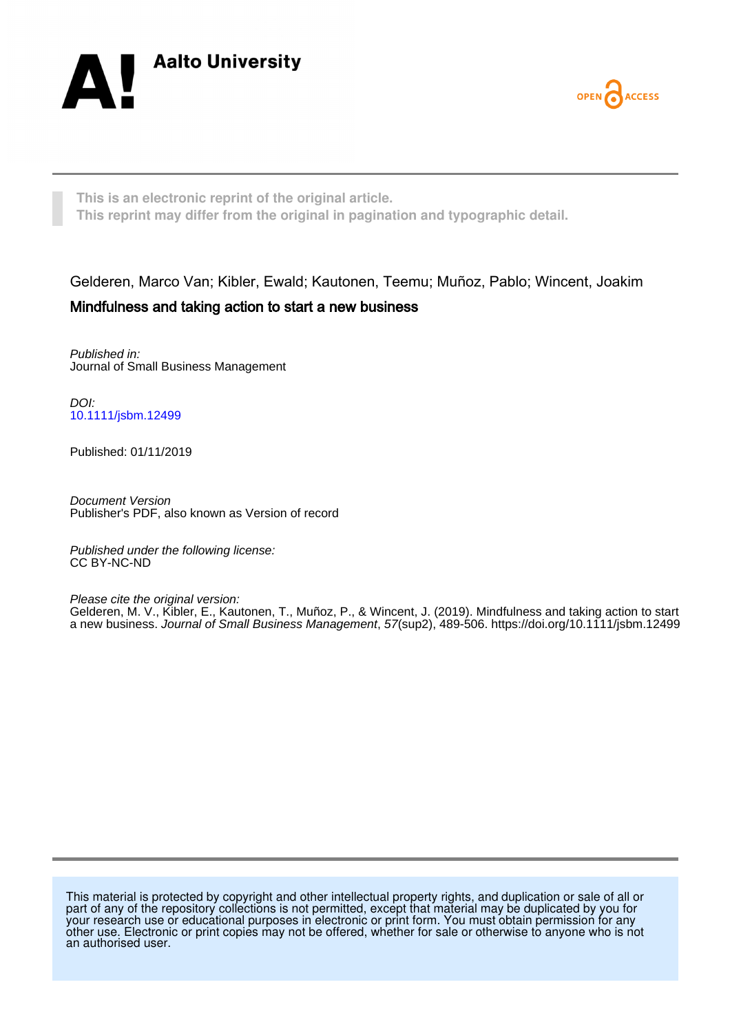Aalto University

OPEN ACCESS

**This is an electronic reprint of the original article.**
**This reprint may differ from the original in pagination and typographic detail.**

Gelderen, Marco Van; Kibler, Ewald; Kautonen, Teemu; Muñoz, Pablo; Wincent, Joakim

## Mindfulness and taking action to start a new business

*Published in:*
Journal of Small Business Management

*DOI:*
10.1111/jsbm.12499

Published: 01/11/2019

*Document Version*
Publisher's PDF, also known as Version of record

*Published under the following license:*
CC BY-NC-ND

*Please cite the original version:*
Gelderen, M. V., Kibler, E., Kautonen, T., Muñoz, P., & Wincent, J. (2019). Mindfulness and taking action to start a new business. *Journal of Small Business Management*, *57*(sup2), 489-506. https://doi.org/10.1111/jsbm.12499

This material is protected by copyright and other intellectual property rights, and duplication or sale of all or part of any of the repository collections is not permitted, except that material may be duplicated by you for your research use or educational purposes in electronic or print form. You must obtain permission for any other use. Electronic or print copies may not be offered, whether for sale or otherwise to anyone who is not an authorised user.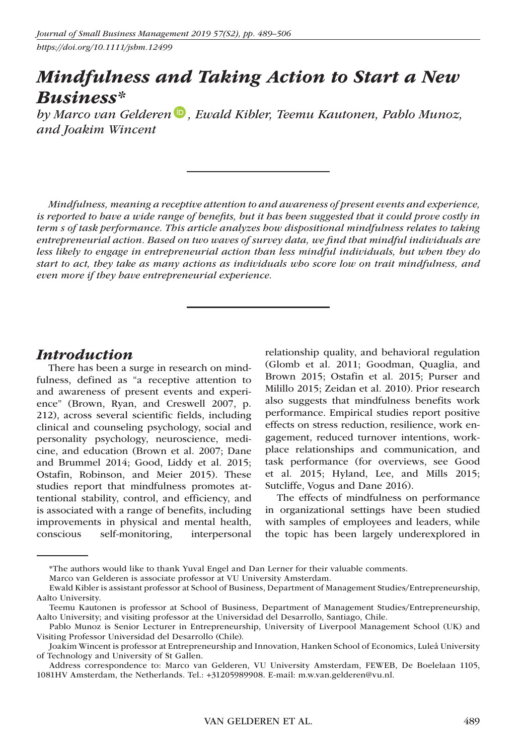*Journal of Small Business Management 2019 57(S2), pp. 489–506*

*https://doi.org/10.1111/jsbm.12499*

# *Mindfulness and Taking Action to Start a New Business\**

*by Marco van Gelderen, Ewald Kibler, Teemu Kautonen, Pablo Munoz, and Joakim Wincent*

*Mindfulness, meaning a receptive attention to and awareness of present events and experience, is reported to have a wide range of benefits, but it has been suggested that it could prove costly in term s of task performance. This article analyzes how dispositional mindfulness relates to taking entrepreneurial action. Based on two waves of survey data, we find that mindful individuals are less likely to engage in entrepreneurial action than less mindful individuals, but when they do start to act, they take as many actions as individuals who score low on trait mindfulness, and even more if they have entrepreneurial experience.*

## *Introduction*

There has been a surge in research on mindfulness, defined as "a receptive attention to and awareness of present events and experience" (Brown, Ryan, and Creswell 2007, p. 212), across several scientific fields, including clinical and counseling psychology, social and personality psychology, neuroscience, medicine, and education (Brown et al. 2007; Dane and Brummel 2014; Good, Liddy et al. 2015; Ostafin, Robinson, and Meier 2015). These studies report that mindfulness promotes attentional stability, control, and efficiency, and is associated with a range of benefits, including improvements in physical and mental health, conscious self-monitoring, interpersonal relationship quality, and behavioral regulation (Glomb et al. 2011; Goodman, Quaglia, and Brown 2015; Ostafin et al. 2015; Purser and Milillo 2015; Zeidan et al. 2010). Prior research also suggests that mindfulness benefits work performance. Empirical studies report positive effects on stress reduction, resilience, work engagement, reduced turnover intentions, workplace relationships and communication, and task performance (for overviews, see Good et al. 2015; Hyland, Lee, and Mills 2015; Sutcliffe, Vogus and Dane 2016).

The effects of mindfulness on performance in organizational settings have been studied with samples of employees and leaders, while the topic has been largely underexplored in

---

\*The authors would like to thank Yuval Engel and Dan Lerner for their valuable comments.

Marco van Gelderen is associate professor at VU University Amsterdam.

Ewald Kibler is assistant professor at School of Business, Department of Management Studies/Entrepreneurship, Aalto University.

Teemu Kautonen is professor at School of Business, Department of Management Studies/Entrepreneurship, Aalto University; and visiting professor at the Universidad del Desarrollo, Santiago, Chile.

Pablo Munoz is Senior Lecturer in Entrepreneurship, University of Liverpool Management School (UK) and Visiting Professor Universidad del Desarrollo (Chile).

Joakim Wincent is professor at Entrepreneurship and Innovation, Hanken School of Economics, Luleå University of Technology and University of St Gallen.

Address correspondence to: Marco van Gelderen, VU University Amsterdam, FEWEB, De Boelelaan 1105, 1081HV Amsterdam, the Netherlands. Tel.: +31205989908. E-mail: m.w.van.gelderen@vu.nl.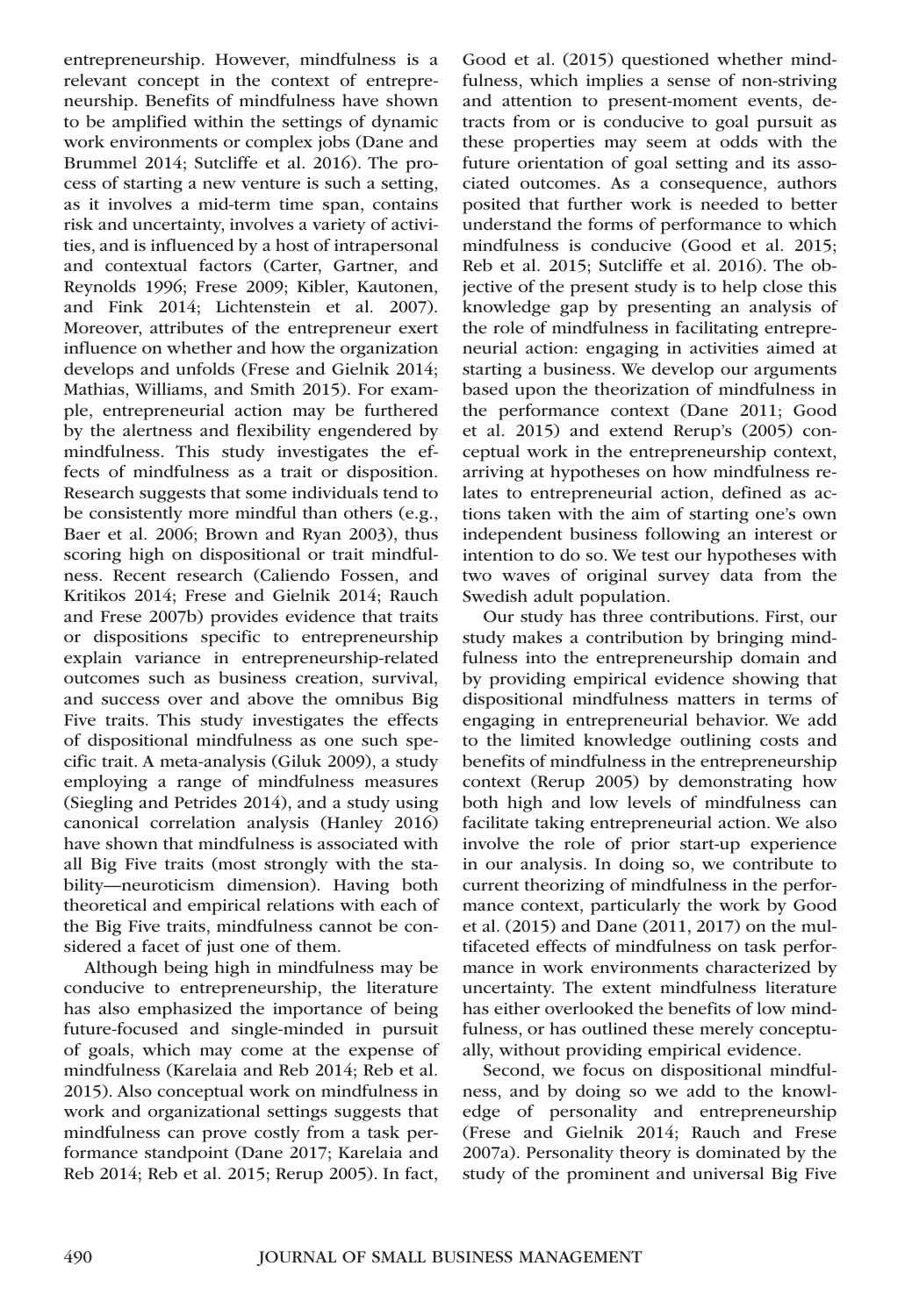entrepreneurship. However, mindfulness is a relevant concept in the context of entrepreneurship. Benefits of mindfulness have shown to be amplified within the settings of dynamic work environments or complex jobs (Dane and Brummel 2014; Sutcliffe et al. 2016). The process of starting a new venture is such a setting, as it involves a mid-term time span, contains risk and uncertainty, involves a variety of activities, and is influenced by a host of intrapersonal and contextual factors (Carter, Gartner, and Reynolds 1996; Frese 2009; Kibler, Kautonen, and Fink 2014; Lichtenstein et al. 2007). Moreover, attributes of the entrepreneur exert influence on whether and how the organization develops and unfolds (Frese and Gielnik 2014; Mathias, Williams, and Smith 2015). For example, entrepreneurial action may be furthered by the alertness and flexibility engendered by mindfulness. This study investigates the effects of mindfulness as a trait or disposition. Research suggests that some individuals tend to be consistently more mindful than others (e.g., Baer et al. 2006; Brown and Ryan 2003), thus scoring high on dispositional or trait mindfulness. Recent research (Caliendo Fossen, and Kritikos 2014; Frese and Gielnik 2014; Rauch and Frese 2007b) provides evidence that traits or dispositions specific to entrepreneurship explain variance in entrepreneurship-related outcomes such as business creation, survival, and success over and above the omnibus Big Five traits. This study investigates the effects of dispositional mindfulness as one such specific trait. A meta-analysis (Giluk 2009), a study employing a range of mindfulness measures (Siegling and Petrides 2014), and a study using canonical correlation analysis (Hanley 2016) have shown that mindfulness is associated with all Big Five traits (most strongly with the stability—neuroticism dimension). Having both theoretical and empirical relations with each of the Big Five traits, mindfulness cannot be considered a facet of just one of them.

Although being high in mindfulness may be conducive to entrepreneurship, the literature has also emphasized the importance of being future-focused and single-minded in pursuit of goals, which may come at the expense of mindfulness (Karelaia and Reb 2014; Reb et al. 2015). Also conceptual work on mindfulness in work and organizational settings suggests that mindfulness can prove costly from a task performance standpoint (Dane 2017; Karelaia and Reb 2014; Reb et al. 2015; Rerup 2005). In fact, Good et al. (2015) questioned whether mindfulness, which implies a sense of non-striving and attention to present-moment events, detracts from or is conducive to goal pursuit as these properties may seem at odds with the future orientation of goal setting and its associated outcomes. As a consequence, authors posited that further work is needed to better understand the forms of performance to which mindfulness is conducive (Good et al. 2015; Reb et al. 2015; Sutcliffe et al. 2016). The objective of the present study is to help close this knowledge gap by presenting an analysis of the role of mindfulness in facilitating entrepreneurial action: engaging in activities aimed at starting a business. We develop our arguments based upon the theorization of mindfulness in the performance context (Dane 2011; Good et al. 2015) and extend Rerup's (2005) conceptual work in the entrepreneurship context, arriving at hypotheses on how mindfulness relates to entrepreneurial action, defined as actions taken with the aim of starting one's own independent business following an interest or intention to do so. We test our hypotheses with two waves of original survey data from the Swedish adult population.

Our study has three contributions. First, our study makes a contribution by bringing mindfulness into the entrepreneurship domain and by providing empirical evidence showing that dispositional mindfulness matters in terms of engaging in entrepreneurial behavior. We add to the limited knowledge outlining costs and benefits of mindfulness in the entrepreneurship context (Rerup 2005) by demonstrating how both high and low levels of mindfulness can facilitate taking entrepreneurial action. We also involve the role of prior start-up experience in our analysis. In doing so, we contribute to current theorizing of mindfulness in the performance context, particularly the work by Good et al. (2015) and Dane (2011, 2017) on the multifaceted effects of mindfulness on task performance in work environments characterized by uncertainty. The extent mindfulness literature has either overlooked the benefits of low mindfulness, or has outlined these merely conceptually, without providing empirical evidence.

Second, we focus on dispositional mindfulness, and by doing so we add to the knowledge of personality and entrepreneurship (Frese and Gielnik 2014; Rauch and Frese 2007a). Personality theory is dominated by the study of the prominent and universal Big Five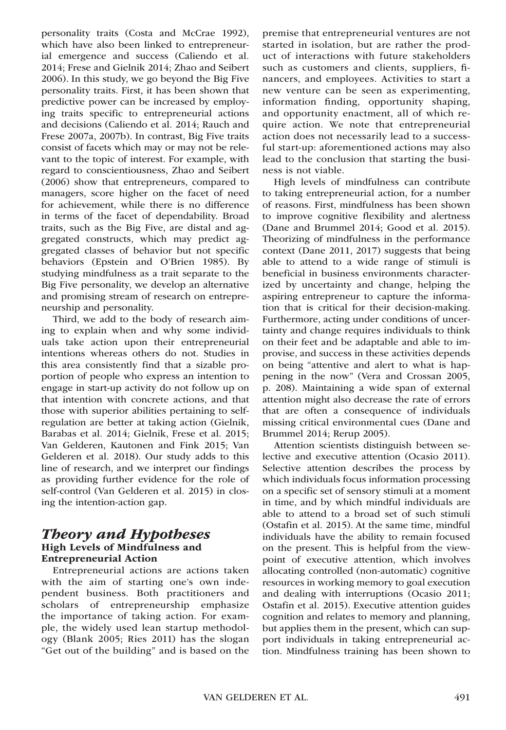personality traits (Costa and McCrae 1992), which have also been linked to entrepreneurial emergence and success (Caliendo et al. 2014; Frese and Gielnik 2014; Zhao and Seibert 2006). In this study, we go beyond the Big Five personality traits. First, it has been shown that predictive power can be increased by employing traits specific to entrepreneurial actions and decisions (Caliendo et al. 2014; Rauch and Frese 2007a, 2007b). In contrast, Big Five traits consist of facets which may or may not be relevant to the topic of interest. For example, with regard to conscientiousness, Zhao and Seibert (2006) show that entrepreneurs, compared to managers, score higher on the facet of need for achievement, while there is no difference in terms of the facet of dependability. Broad traits, such as the Big Five, are distal and aggregated constructs, which may predict aggregated classes of behavior but not specific behaviors (Epstein and O'Brien 1985). By studying mindfulness as a trait separate to the Big Five personality, we develop an alternative and promising stream of research on entrepreneurship and personality.

Third, we add to the body of research aiming to explain when and why some individuals take action upon their entrepreneurial intentions whereas others do not. Studies in this area consistently find that a sizable proportion of people who express an intention to engage in start-up activity do not follow up on that intention with concrete actions, and that those with superior abilities pertaining to self-regulation are better at taking action (Gielnik, Barabas et al. 2014; Gielnik, Frese et al. 2015; Van Gelderen, Kautonen and Fink 2015; Van Gelderen et al. 2018). Our study adds to this line of research, and we interpret our findings as providing further evidence for the role of self-control (Van Gelderen et al. 2015) in closing the intention-action gap.

# *Theory and Hypotheses*

## High Levels of Mindfulness and Entrepreneurial Action

Entrepreneurial actions are actions taken with the aim of starting one's own independent business. Both practitioners and scholars of entrepreneurship emphasize the importance of taking action. For example, the widely used lean startup methodology (Blank 2005; Ries 2011) has the slogan "Get out of the building" and is based on the premise that entrepreneurial ventures are not started in isolation, but are rather the product of interactions with future stakeholders such as customers and clients, suppliers, financers, and employees. Activities to start a new venture can be seen as experimenting, information finding, opportunity shaping, and opportunity enactment, all of which require action. We note that entrepreneurial action does not necessarily lead to a successful start-up: aforementioned actions may also lead to the conclusion that starting the business is not viable.

High levels of mindfulness can contribute to taking entrepreneurial action, for a number of reasons. First, mindfulness has been shown to improve cognitive flexibility and alertness (Dane and Brummel 2014; Good et al. 2015). Theorizing of mindfulness in the performance context (Dane 2011, 2017) suggests that being able to attend to a wide range of stimuli is beneficial in business environments characterized by uncertainty and change, helping the aspiring entrepreneur to capture the information that is critical for their decision-making. Furthermore, acting under conditions of uncertainty and change requires individuals to think on their feet and be adaptable and able to improvise, and success in these activities depends on being "attentive and alert to what is happening in the now" (Vera and Crossan 2005, p. 208). Maintaining a wide span of external attention might also decrease the rate of errors that are often a consequence of individuals missing critical environmental cues (Dane and Brummel 2014; Rerup 2005).

Attention scientists distinguish between selective and executive attention (Ocasio 2011). Selective attention describes the process by which individuals focus information processing on a specific set of sensory stimuli at a moment in time, and by which mindful individuals are able to attend to a broad set of such stimuli (Ostafin et al. 2015). At the same time, mindful individuals have the ability to remain focused on the present. This is helpful from the viewpoint of executive attention, which involves allocating controlled (non-automatic) cognitive resources in working memory to goal execution and dealing with interruptions (Ocasio 2011; Ostafin et al. 2015). Executive attention guides cognition and relates to memory and planning, but applies them in the present, which can support individuals in taking entrepreneurial action. Mindfulness training has been shown to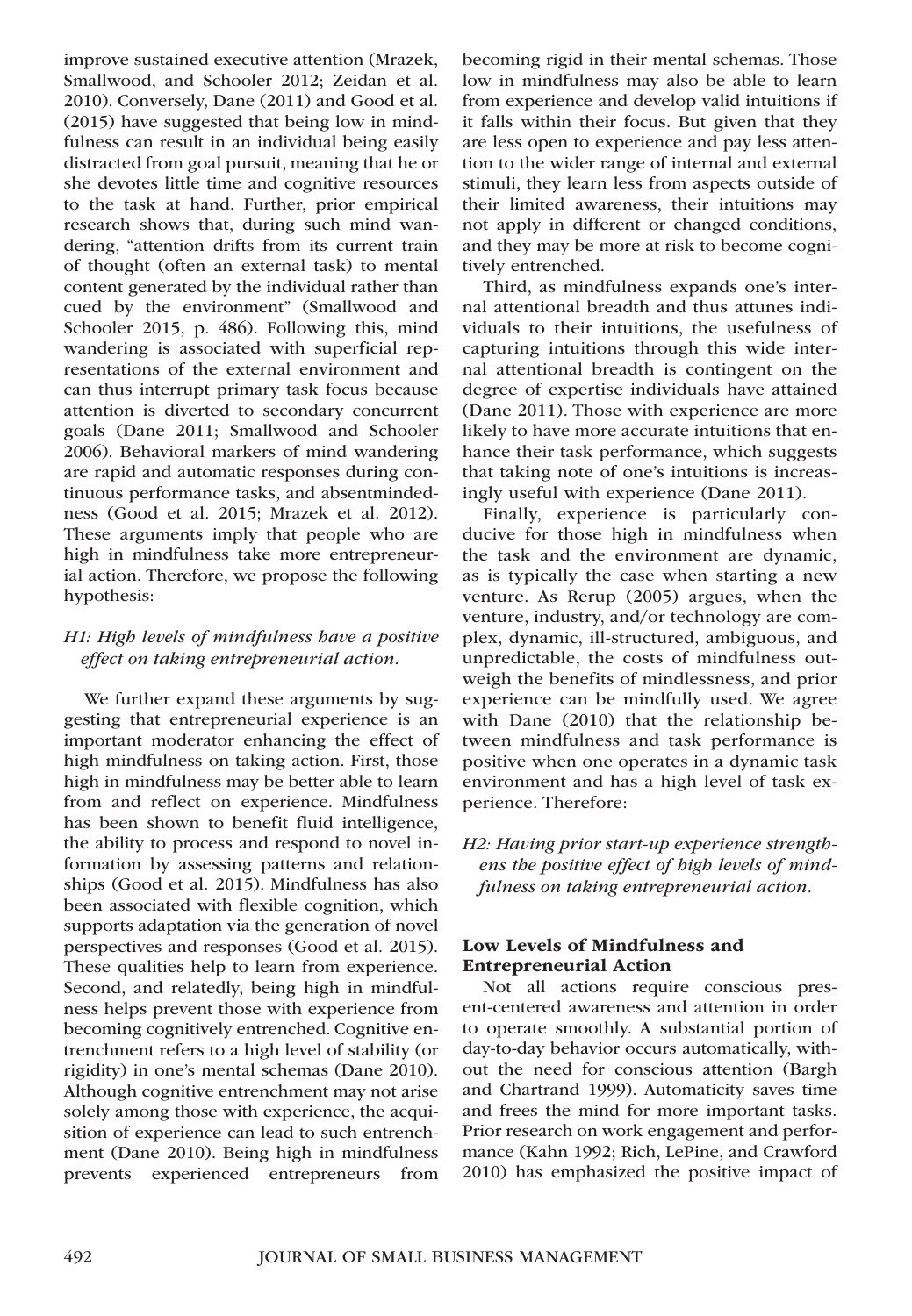improve sustained executive attention (Mrazek, Smallwood, and Schooler 2012; Zeidan et al. 2010). Conversely, Dane (2011) and Good et al. (2015) have suggested that being low in mindfulness can result in an individual being easily distracted from goal pursuit, meaning that he or she devotes little time and cognitive resources to the task at hand. Further, prior empirical research shows that, during such mind wandering, "attention drifts from its current train of thought (often an external task) to mental content generated by the individual rather than cued by the environment" (Smallwood and Schooler 2015, p. 486). Following this, mind wandering is associated with superficial representations of the external environment and can thus interrupt primary task focus because attention is diverted to secondary concurrent goals (Dane 2011; Smallwood and Schooler 2006). Behavioral markers of mind wandering are rapid and automatic responses during continuous performance tasks, and absentmindedness (Good et al. 2015; Mrazek et al. 2012). These arguments imply that people who are high in mindfulness take more entrepreneurial action. Therefore, we propose the following hypothesis:

*H1: High levels of mindfulness have a positive effect on taking entrepreneurial action.*

We further expand these arguments by suggesting that entrepreneurial experience is an important moderator enhancing the effect of high mindfulness on taking action. First, those high in mindfulness may be better able to learn from and reflect on experience. Mindfulness has been shown to benefit fluid intelligence, the ability to process and respond to novel information by assessing patterns and relationships (Good et al. 2015). Mindfulness has also been associated with flexible cognition, which supports adaptation via the generation of novel perspectives and responses (Good et al. 2015). These qualities help to learn from experience. Second, and relatedly, being high in mindfulness helps prevent those with experience from becoming cognitively entrenched. Cognitive entrenchment refers to a high level of stability (or rigidity) in one's mental schemas (Dane 2010). Although cognitive entrenchment may not arise solely among those with experience, the acquisition of experience can lead to such entrenchment (Dane 2010). Being high in mindfulness prevents experienced entrepreneurs from becoming rigid in their mental schemas. Those low in mindfulness may also be able to learn from experience and develop valid intuitions if it falls within their focus. But given that they are less open to experience and pay less attention to the wider range of internal and external stimuli, they learn less from aspects outside of their limited awareness, their intuitions may not apply in different or changed conditions, and they may be more at risk to become cognitively entrenched.

Third, as mindfulness expands one's internal attentional breadth and thus attunes individuals to their intuitions, the usefulness of capturing intuitions through this wide internal attentional breadth is contingent on the degree of expertise individuals have attained (Dane 2011). Those with experience are more likely to have more accurate intuitions that enhance their task performance, which suggests that taking note of one's intuitions is increasingly useful with experience (Dane 2011).

Finally, experience is particularly conducive for those high in mindfulness when the task and the environment are dynamic, as is typically the case when starting a new venture. As Rerup (2005) argues, when the venture, industry, and/or technology are complex, dynamic, ill-structured, ambiguous, and unpredictable, the costs of mindfulness outweigh the benefits of mindlessness, and prior experience can be mindfully used. We agree with Dane (2010) that the relationship between mindfulness and task performance is positive when one operates in a dynamic task environment and has a high level of task experience. Therefore:

*H2: Having prior start-up experience strengthens the positive effect of high levels of mindfulness on taking entrepreneurial action.*

### Low Levels of Mindfulness and Entrepreneurial Action

Not all actions require conscious present-centered awareness and attention in order to operate smoothly. A substantial portion of day-to-day behavior occurs automatically, without the need for conscious attention (Bargh and Chartrand 1999). Automaticity saves time and frees the mind for more important tasks. Prior research on work engagement and performance (Kahn 1992; Rich, LePine, and Crawford 2010) has emphasized the positive impact of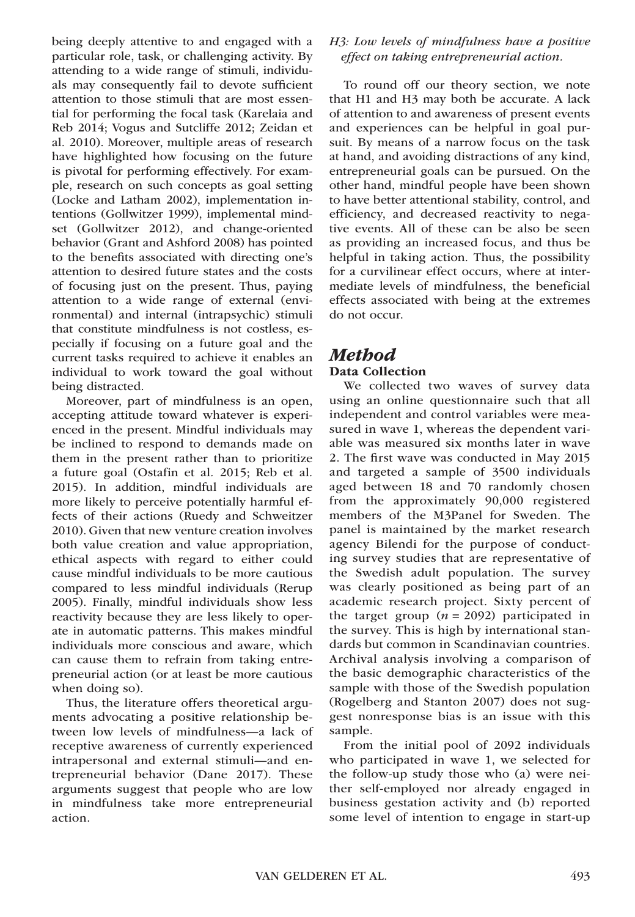being deeply attentive to and engaged with a particular role, task, or challenging activity. By attending to a wide range of stimuli, individuals may consequently fail to devote sufficient attention to those stimuli that are most essential for performing the focal task (Karelaia and Reb 2014; Vogus and Sutcliffe 2012; Zeidan et al. 2010). Moreover, multiple areas of research have highlighted how focusing on the future is pivotal for performing effectively. For example, research on such concepts as goal setting (Locke and Latham 2002), implementation intentions (Gollwitzer 1999), implemental mindset (Gollwitzer 2012), and change-oriented behavior (Grant and Ashford 2008) has pointed to the benefits associated with directing one's attention to desired future states and the costs of focusing just on the present. Thus, paying attention to a wide range of external (environmental) and internal (intrapsychic) stimuli that constitute mindfulness is not costless, especially if focusing on a future goal and the current tasks required to achieve it enables an individual to work toward the goal without being distracted.

Moreover, part of mindfulness is an open, accepting attitude toward whatever is experienced in the present. Mindful individuals may be inclined to respond to demands made on them in the present rather than to prioritize a future goal (Ostafin et al. 2015; Reb et al. 2015). In addition, mindful individuals are more likely to perceive potentially harmful effects of their actions (Ruedy and Schweitzer 2010). Given that new venture creation involves both value creation and value appropriation, ethical aspects with regard to either could cause mindful individuals to be more cautious compared to less mindful individuals (Rerup 2005). Finally, mindful individuals show less reactivity because they are less likely to operate in automatic patterns. This makes mindful individuals more conscious and aware, which can cause them to refrain from taking entrepreneurial action (or at least be more cautious when doing so).

Thus, the literature offers theoretical arguments advocating a positive relationship between low levels of mindfulness—a lack of receptive awareness of currently experienced intrapersonal and external stimuli—and entrepreneurial behavior (Dane 2017). These arguments suggest that people who are low in mindfulness take more entrepreneurial action.

*H3: Low levels of mindfulness have a positive effect on taking entrepreneurial action.*

To round off our theory section, we note that H1 and H3 may both be accurate. A lack of attention to and awareness of present events and experiences can be helpful in goal pursuit. By means of a narrow focus on the task at hand, and avoiding distractions of any kind, entrepreneurial goals can be pursued. On the other hand, mindful people have been shown to have better attentional stability, control, and efficiency, and decreased reactivity to negative events. All of these can be also be seen as providing an increased focus, and thus be helpful in taking action. Thus, the possibility for a curvilinear effect occurs, where at intermediate levels of mindfulness, the beneficial effects associated with being at the extremes do not occur.

# Method

## Data Collection

We collected two waves of survey data using an online questionnaire such that all independent and control variables were measured in wave 1, whereas the dependent variable was measured six months later in wave 2. The first wave was conducted in May 2015 and targeted a sample of 3500 individuals aged between 18 and 70 randomly chosen from the approximately 90,000 registered members of the M3Panel for Sweden. The panel is maintained by the market research agency Bilendi for the purpose of conducting survey studies that are representative of the Swedish adult population. The survey was clearly positioned as being part of an academic research project. Sixty percent of the target group ($n$ = 2092) participated in the survey. This is high by international standards but common in Scandinavian countries. Archival analysis involving a comparison of the basic demographic characteristics of the sample with those of the Swedish population (Rogelberg and Stanton 2007) does not suggest nonresponse bias is an issue with this sample.

From the initial pool of 2092 individuals who participated in wave 1, we selected for the follow-up study those who (a) were neither self-employed nor already engaged in business gestation activity and (b) reported some level of intention to engage in start-up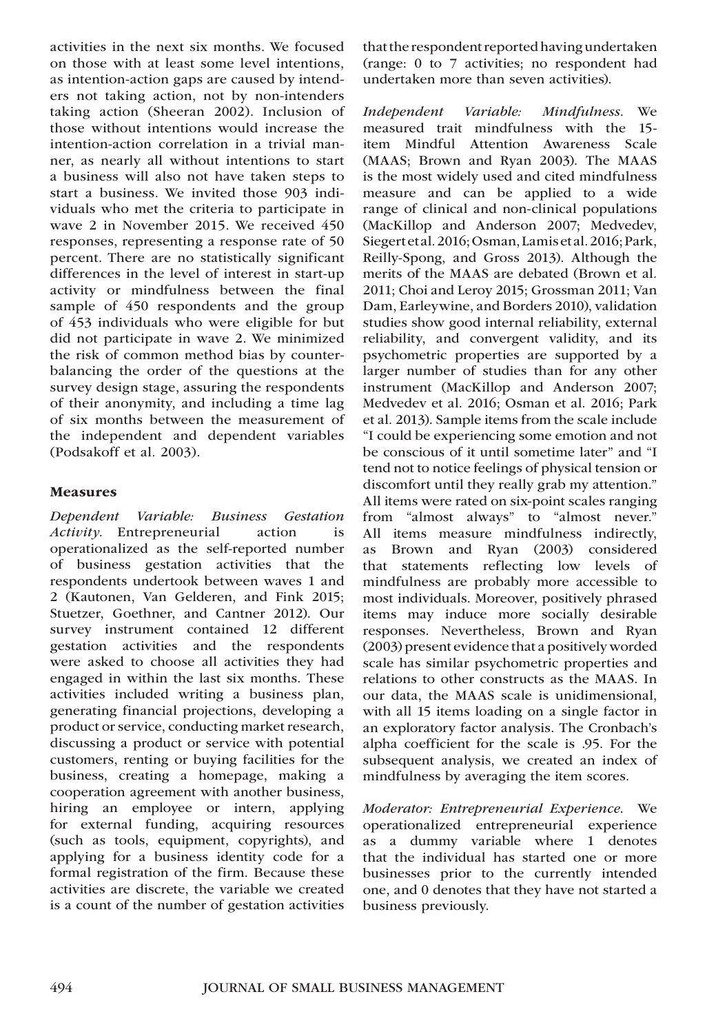activities in the next six months. We focused on those with at least some level intentions, as intention-action gaps are caused by intenders not taking action, not by non-intenders taking action (Sheeran 2002). Inclusion of those without intentions would increase the intention-action correlation in a trivial manner, as nearly all without intentions to start a business will also not have taken steps to start a business. We invited those 903 individuals who met the criteria to participate in wave 2 in November 2015. We received 450 responses, representing a response rate of 50 percent. There are no statistically significant differences in the level of interest in start-up activity or mindfulness between the final sample of 450 respondents and the group of 453 individuals who were eligible for but did not participate in wave 2. We minimized the risk of common method bias by counterbalancing the order of the questions at the survey design stage, assuring the respondents of their anonymity, and including a time lag of six months between the measurement of the independent and dependent variables (Podsakoff et al. 2003).

### Measures

*Dependent Variable: Business Gestation Activity.* Entrepreneurial action is operationalized as the self-reported number of business gestation activities that the respondents undertook between waves 1 and 2 (Kautonen, Van Gelderen, and Fink 2015; Stuetzer, Goethner, and Cantner 2012). Our survey instrument contained 12 different gestation activities and the respondents were asked to choose all activities they had engaged in within the last six months. These activities included writing a business plan, generating financial projections, developing a product or service, conducting market research, discussing a product or service with potential customers, renting or buying facilities for the business, creating a homepage, making a cooperation agreement with another business, hiring an employee or intern, applying for external funding, acquiring resources (such as tools, equipment, copyrights), and applying for a business identity code for a formal registration of the firm. Because these activities are discrete, the variable we created is a count of the number of gestation activities that the respondent reported having undertaken (range: 0 to 7 activities; no respondent had undertaken more than seven activities).

*Independent Variable: Mindfulness.* We measured trait mindfulness with the 15-item Mindful Attention Awareness Scale (MAAS; Brown and Ryan 2003). The MAAS is the most widely used and cited mindfulness measure and can be applied to a wide range of clinical and non-clinical populations (MacKillop and Anderson 2007; Medvedev, Siegert et al. 2016; Osman, Lamis et al. 2016; Park, Reilly-Spong, and Gross 2013). Although the merits of the MAAS are debated (Brown et al. 2011; Choi and Leroy 2015; Grossman 2011; Van Dam, Earleywine, and Borders 2010), validation studies show good internal reliability, external reliability, and convergent validity, and its psychometric properties are supported by a larger number of studies than for any other instrument (MacKillop and Anderson 2007; Medvedev et al. 2016; Osman et al. 2016; Park et al. 2013). Sample items from the scale include "I could be experiencing some emotion and not be conscious of it until sometime later" and "I tend not to notice feelings of physical tension or discomfort until they really grab my attention." All items were rated on six-point scales ranging from "almost always" to "almost never." All items measure mindfulness indirectly, as Brown and Ryan (2003) considered that statements reflecting low levels of mindfulness are probably more accessible to most individuals. Moreover, positively phrased items may induce more socially desirable responses. Nevertheless, Brown and Ryan (2003) present evidence that a positively worded scale has similar psychometric properties and relations to other constructs as the MAAS. In our data, the MAAS scale is unidimensional, with all 15 items loading on a single factor in an exploratory factor analysis. The Cronbach's alpha coefficient for the scale is .95. For the subsequent analysis, we created an index of mindfulness by averaging the item scores.

*Moderator: Entrepreneurial Experience.* We operationalized entrepreneurial experience as a dummy variable where 1 denotes that the individual has started one or more businesses prior to the currently intended one, and 0 denotes that they have not started a business previously.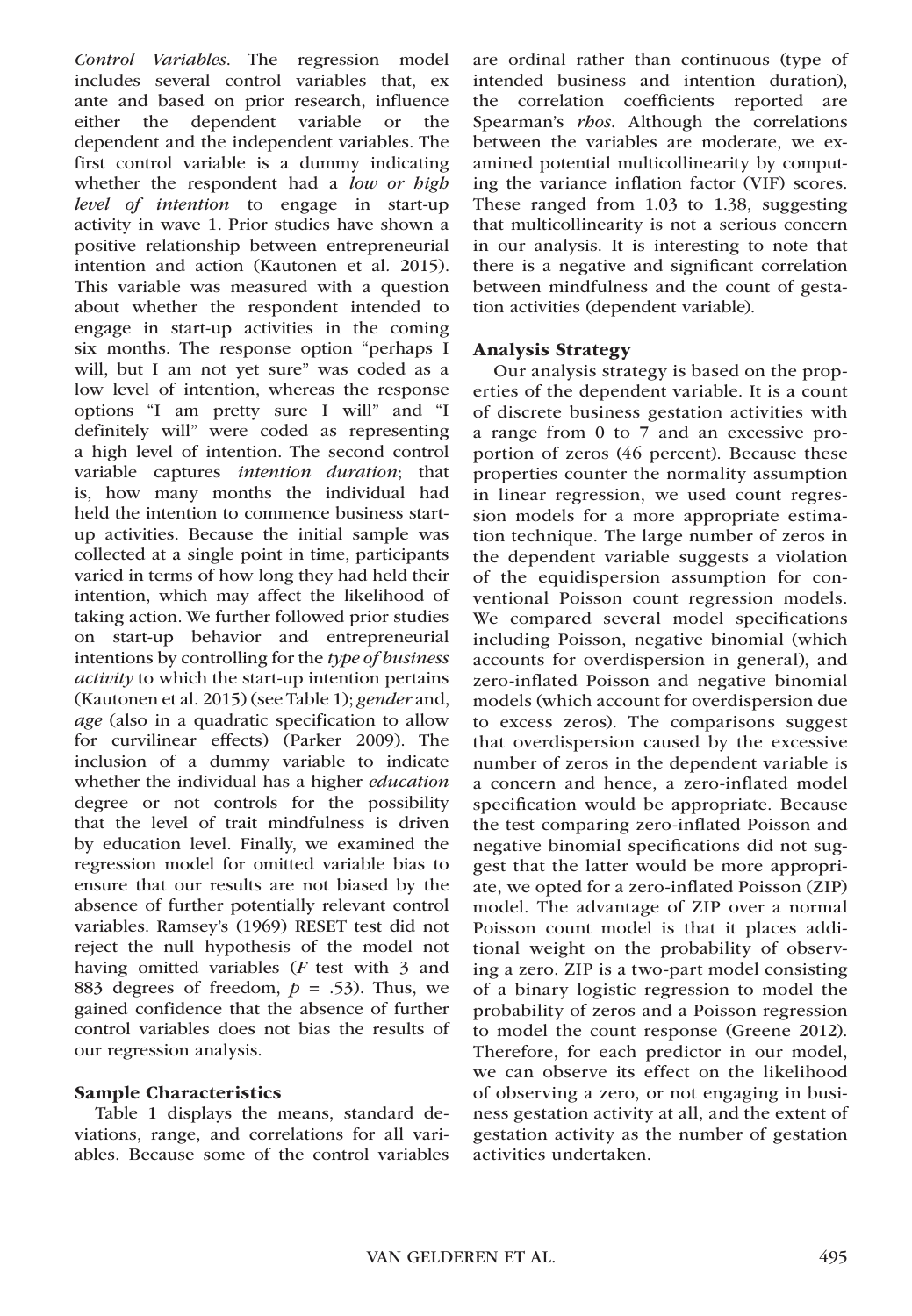*Control Variables*. The regression model includes several control variables that, ex ante and based on prior research, influence either the dependent variable or the dependent and the independent variables. The first control variable is a dummy indicating whether the respondent had a *low or high level of intention* to engage in start-up activity in wave 1. Prior studies have shown a positive relationship between entrepreneurial intention and action (Kautonen et al. 2015). This variable was measured with a question about whether the respondent intended to engage in start-up activities in the coming six months. The response option "perhaps I will, but I am not yet sure" was coded as a low level of intention, whereas the response options "I am pretty sure I will" and "I definitely will" were coded as representing a high level of intention. The second control variable captures *intention duration*; that is, how many months the individual had held the intention to commence business start-up activities. Because the initial sample was collected at a single point in time, participants varied in terms of how long they had held their intention, which may affect the likelihood of taking action. We further followed prior studies on start-up behavior and entrepreneurial intentions by controlling for the *type of business activity* to which the start-up intention pertains (Kautonen et al. 2015) (see Table 1); *gender* and, *age* (also in a quadratic specification to allow for curvilinear effects) (Parker 2009). The inclusion of a dummy variable to indicate whether the individual has a higher *education* degree or not controls for the possibility that the level of trait mindfulness is driven by education level. Finally, we examined the regression model for omitted variable bias to ensure that our results are not biased by the absence of further potentially relevant control variables. Ramsey's (1969) RESET test did not reject the null hypothesis of the model not having omitted variables ($F$ test with 3 and 883 degrees of freedom, $p$ = .53). Thus, we gained confidence that the absence of further control variables does not bias the results of our regression analysis.

### Sample Characteristics

Table 1 displays the means, standard deviations, range, and correlations for all variables. Because some of the control variables are ordinal rather than continuous (type of intended business and intention duration), the correlation coefficients reported are Spearman's *rhos*. Although the correlations between the variables are moderate, we examined potential multicollinearity by computing the variance inflation factor (VIF) scores. These ranged from 1.03 to 1.38, suggesting that multicollinearity is not a serious concern in our analysis. It is interesting to note that there is a negative and significant correlation between mindfulness and the count of gestation activities (dependent variable).

### Analysis Strategy

Our analysis strategy is based on the properties of the dependent variable. It is a count of discrete business gestation activities with a range from 0 to 7 and an excessive proportion of zeros (46 percent). Because these properties counter the normality assumption in linear regression, we used count regression models for a more appropriate estimation technique. The large number of zeros in the dependent variable suggests a violation of the equidispersion assumption for conventional Poisson count regression models. We compared several model specifications including Poisson, negative binomial (which accounts for overdispersion in general), and zero-inflated Poisson and negative binomial models (which account for overdispersion due to excess zeros). The comparisons suggest that overdispersion caused by the excessive number of zeros in the dependent variable is a concern and hence, a zero-inflated model specification would be appropriate. Because the test comparing zero-inflated Poisson and negative binomial specifications did not suggest that the latter would be more appropriate, we opted for a zero-inflated Poisson (ZIP) model. The advantage of ZIP over a normal Poisson count model is that it places additional weight on the probability of observing a zero. ZIP is a two-part model consisting of a binary logistic regression to model the probability of zeros and a Poisson regression to model the count response (Greene 2012). Therefore, for each predictor in our model, we can observe its effect on the likelihood of observing a zero, or not engaging in business gestation activity at all, and the extent of gestation activity as the number of gestation activities undertaken.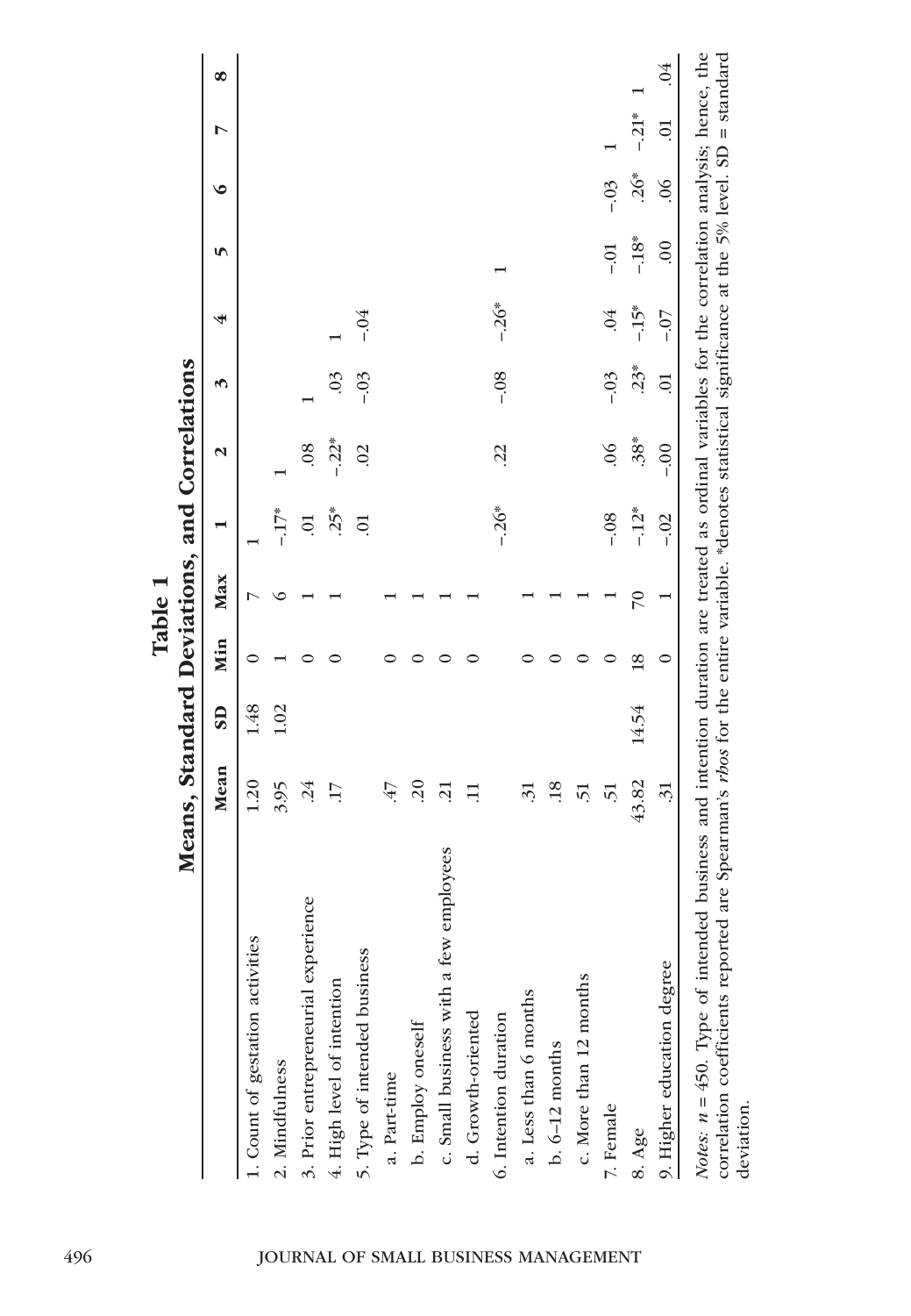**Table 1**
**Means, Standard Deviations, and Correlations**

| | Mean | SD | Min | Max | 1 | 2 | 3 | 4 | 5 | 6 | 7 | 8 |
|---|---|---|---|---|---|---|---|---|---|---|---|---|
| 1. Count of gestation activities | 1.20 | 1.48 | 0 | 7 | 1 | | | | | | | |
| 2. Mindfulness | 3.95 | 1.02 | 1 | 6 | −.17* | 1 | | | | | | |
| 3. Prior entrepreneurial experience | .24 | | 0 | 1 | .01 | .08 | 1 | | | | | |
| 4. High level of intention | .17 | | 0 | 1 | .25* | −.22* | .03 | 1 | | | | |
| 5. Type of intended business | | | | | .01 | .02 | −.03 | −.04 | | | | |
| a. Part-time | .47 | | 0 | 1 | | | | | | | | |
| b. Employ oneself | .20 | | 0 | 1 | | | | | | | | |
| c. Small business with a few employees | .21 | | 0 | 1 | | | | | | | | |
| d. Growth-oriented | .11 | | 0 | 1 | | | | | | | | |
| 6. Intention duration | | | | | −.26* | .22 | −.08 | −.26* | 1 | | | |
| a. Less than 6 months | .31 | | 0 | 1 | | | | | | | | |
| b. 6–12 months | .18 | | 0 | 1 | | | | | | | | |
| c. More than 12 months | .51 | | 0 | 1 | | | | | | | | |
| 7. Female | .51 | | 0 | 1 | −.08 | .06 | −.03 | .04 | −.01 | −.03 | 1 | |
| 8. Age | 43.82 | 14.54 | 18 | 70 | −.12* | .38* | .23* | −.15* | −.18* | .26* | −.21* | 1 |
| 9. Higher education degree | .31 | | 0 | 1 | −.02 | −.00 | .01 | −.07 | .00 | .06 | .01 | .04 |

*Notes*: $n = 450$. Type of intended business and intention duration are treated as ordinal variables for the correlation analysis; hence, the correlation coefficients reported are Spearman's *rhos* for the entire variable. *denotes statistical significance at the 5% level. SD = standard deviation.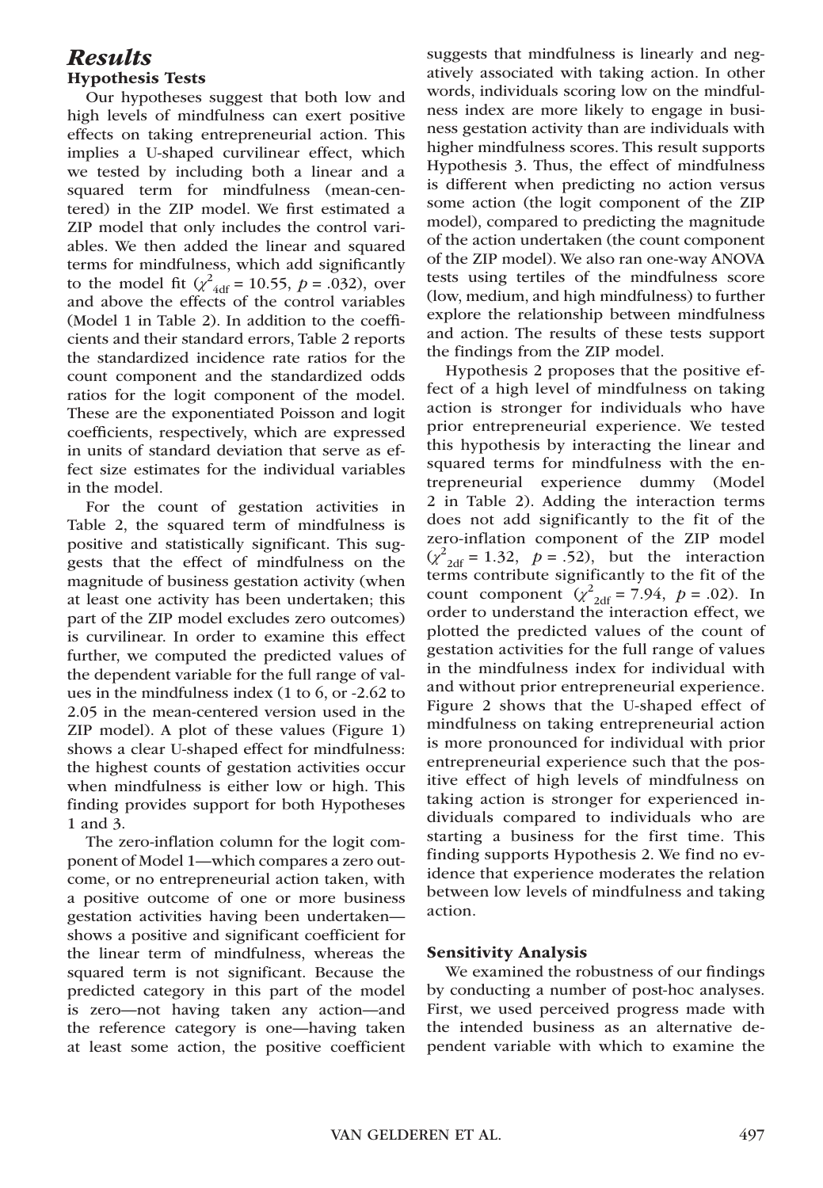## *Results*

### Hypothesis Tests

Our hypotheses suggest that both low and high levels of mindfulness can exert positive effects on taking entrepreneurial action. This implies a U-shaped curvilinear effect, which we tested by including both a linear and a squared term for mindfulness (mean-centered) in the ZIP model. We first estimated a ZIP model that only includes the control variables. We then added the linear and squared terms for mindfulness, which add significantly to the model fit ($\chi^2_{4df} = 10.55$, $p = .032$), over and above the effects of the control variables (Model 1 in Table 2). In addition to the coefficients and their standard errors, Table 2 reports the standardized incidence rate ratios for the count component and the standardized odds ratios for the logit component of the model. These are the exponentiated Poisson and logit coefficients, respectively, which are expressed in units of standard deviation that serve as effect size estimates for the individual variables in the model.

For the count of gestation activities in Table 2, the squared term of mindfulness is positive and statistically significant. This suggests that the effect of mindfulness on the magnitude of business gestation activity (when at least one activity has been undertaken; this part of the ZIP model excludes zero outcomes) is curvilinear. In order to examine this effect further, we computed the predicted values of the dependent variable for the full range of values in the mindfulness index (1 to 6, or -2.62 to 2.05 in the mean-centered version used in the ZIP model). A plot of these values (Figure 1) shows a clear U-shaped effect for mindfulness: the highest counts of gestation activities occur when mindfulness is either low or high. This finding provides support for both Hypotheses 1 and 3.

The zero-inflation column for the logit component of Model 1—which compares a zero outcome, or no entrepreneurial action taken, with a positive outcome of one or more business gestation activities having been undertaken—shows a positive and significant coefficient for the linear term of mindfulness, whereas the squared term is not significant. Because the predicted category in this part of the model is zero—not having taken any action—and the reference category is one—having taken at least some action, the positive coefficient suggests that mindfulness is linearly and negatively associated with taking action. In other words, individuals scoring low on the mindfulness index are more likely to engage in business gestation activity than are individuals with higher mindfulness scores. This result supports Hypothesis 3. Thus, the effect of mindfulness is different when predicting no action versus some action (the logit component of the ZIP model), compared to predicting the magnitude of the action undertaken (the count component of the ZIP model). We also ran one-way ANOVA tests using tertiles of the mindfulness score (low, medium, and high mindfulness) to further explore the relationship between mindfulness and action. The results of these tests support the findings from the ZIP model.

Hypothesis 2 proposes that the positive effect of a high level of mindfulness on taking action is stronger for individuals who have prior entrepreneurial experience. We tested this hypothesis by interacting the linear and squared terms for mindfulness with the entrepreneurial experience dummy (Model 2 in Table 2). Adding the interaction terms does not add significantly to the fit of the zero-inflation component of the ZIP model ($\chi^2_{2df} = 1.32$, $p = .52$), but the interaction terms contribute significantly to the fit of the count component ($\chi^2_{2df} = 7.94$, $p = .02$). In order to understand the interaction effect, we plotted the predicted values of the count of gestation activities for the full range of values in the mindfulness index for individual with and without prior entrepreneurial experience. Figure 2 shows that the U-shaped effect of mindfulness on taking entrepreneurial action is more pronounced for individual with prior entrepreneurial experience such that the positive effect of high levels of mindfulness on taking action is stronger for experienced individuals compared to individuals who are starting a business for the first time. This finding supports Hypothesis 2. We find no evidence that experience moderates the relation between low levels of mindfulness and taking action.

### Sensitivity Analysis

We examined the robustness of our findings by conducting a number of post-hoc analyses. First, we used perceived progress made with the intended business as an alternative dependent variable with which to examine the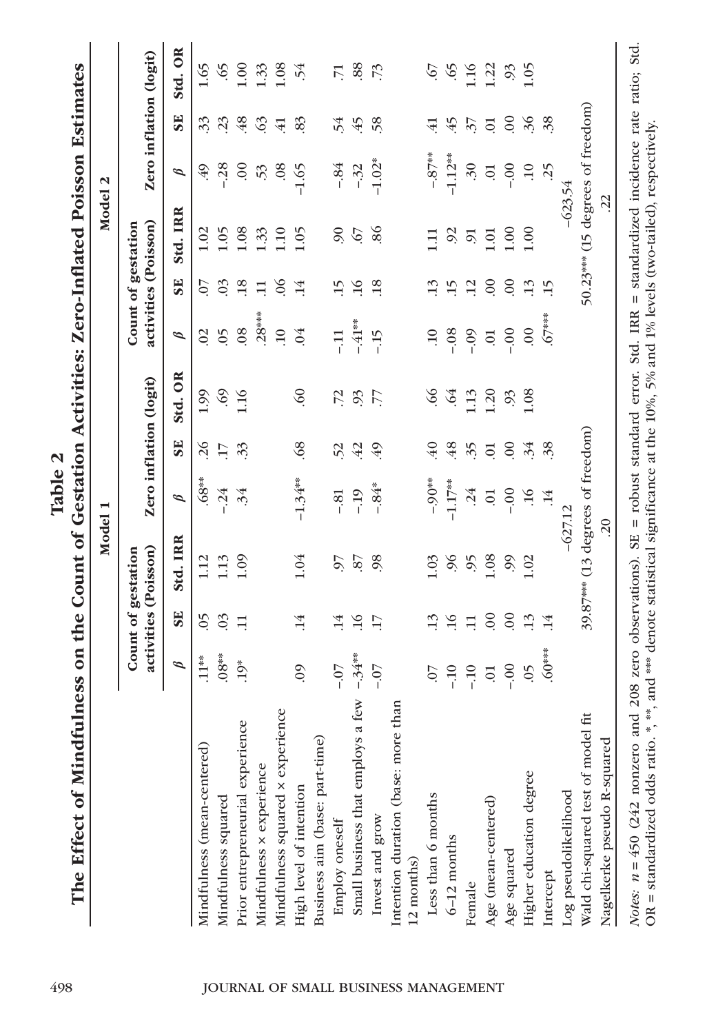**Table 2**

**The Effect of Mindfulness on the Count of Gestation Activities: Zero-Inflated Poisson Estimates**

| | Model 1 | | | | | | Model 2 | | | | | |
|---|---|---|---|---|---|---|---|---|---|---|---|---|
| | Count of gestation activities (Poisson) | | | Zero inflation (logit) | | | Count of gestation activities (Poisson) | | | Zero inflation (logit) | | |
| | $\beta$ | SE | Std. IRR | $\beta$ | SE | Std. OR | $\beta$ | SE | Std. IRR | $\beta$ | SE | Std. OR |
| Mindfulness (mean-centered) | .11** | .05 | 1.12 | .68** | .26 | 1.99 | .02 | .07 | 1.02 | .49 | .33 | 1.65 |
| Mindfulness squared | .08** | .03 | 1.13 | -.24 | .17 | .69 | .05 | .03 | 1.05 | -.28 | .23 | .65 |
| Prior entrepreneurial experience | .19* | .11 | 1.09 | .34 | .33 | 1.16 | .08 | .18 | 1.08 | .00 | .48 | 1.00 |
| Mindfulness × experience | | | | | | | .28*** | .11 | 1.33 | .53 | .63 | 1.33 |
| Mindfulness squared × experience | | | | | | | .10 | .06 | 1.10 | .08 | .41 | 1.08 |
| High level of intention | .09 | .14 | 1.04 | -1.34** | .68 | .60 | .04 | .14 | 1.05 | -1.65 | .83 | .54 |
| Business aim (base: part-time) | | | | | | | | | | | | |
| Employ oneself | -.07 | .14 | .97 | -.81 | .52 | .72 | -.11 | .15 | .90 | -.84 | .54 | .71 |
| Small business that employs a few | -.34** | .16 | .87 | -.19 | .42 | .93 | -.41** | .16 | .67 | -.32 | .45 | .88 |
| Invest and grow | -.07 | .17 | .98 | -.84* | .49 | .77 | -.15 | .18 | .86 | -1.02* | .58 | .73 |
| Intention duration (base: more than 12 months) | | | | | | | | | | | | |
| Less than 6 months | .07 | .13 | 1.03 | -.90** | .40 | .66 | .10 | .13 | 1.11 | -.87** | .41 | .67 |
| 6–12 months | -.10 | .16 | .96 | -1.17** | .48 | .64 | -.08 | .15 | .92 | -1.12** | .45 | .65 |
| Female | -.10 | .11 | .95 | .24 | .35 | 1.13 | -.09 | .12 | .91 | .30 | .37 | 1.16 |
| Age (mean-centered) | .01 | .00 | 1.08 | .01 | .01 | 1.20 | .01 | .00 | 1.01 | .01 | .01 | 1.22 |
| Age squared | -.00 | .00 | .99 | -.00 | .00 | .93 | -.00 | .00 | 1.00 | -.00 | .00 | .93 |
| Higher education degree | .05 | .13 | 1.02 | .16 | .34 | 1.08 | .00 | .13 | 1.00 | .10 | .36 | 1.05 |
| Intercept | .60*** | .14 | | .14 | .38 | | .67*** | .15 | | .25 | .38 | |
| Log pseudolikelihood | -627.12 | | | | | | -623.54 | | | | | |
| Wald chi-squared test of model fit | 39.87*** (13 degrees of freedom) | | | | | | 50.23*** (15 degrees of freedom) | | | | | |
| Nagelkerke pseudo R-squared | .20 | | | | | | .22 | | | | | |

*Notes*: $n$ = 450 (242 nonzero and 208 zero observations). SE = robust standard error. Std. IRR = standardized incidence rate ratio; Std. OR = standardized odds ratio. *, **, and *** denote statistical significance at the 10%, 5% and 1% levels (two-tailed), respectively.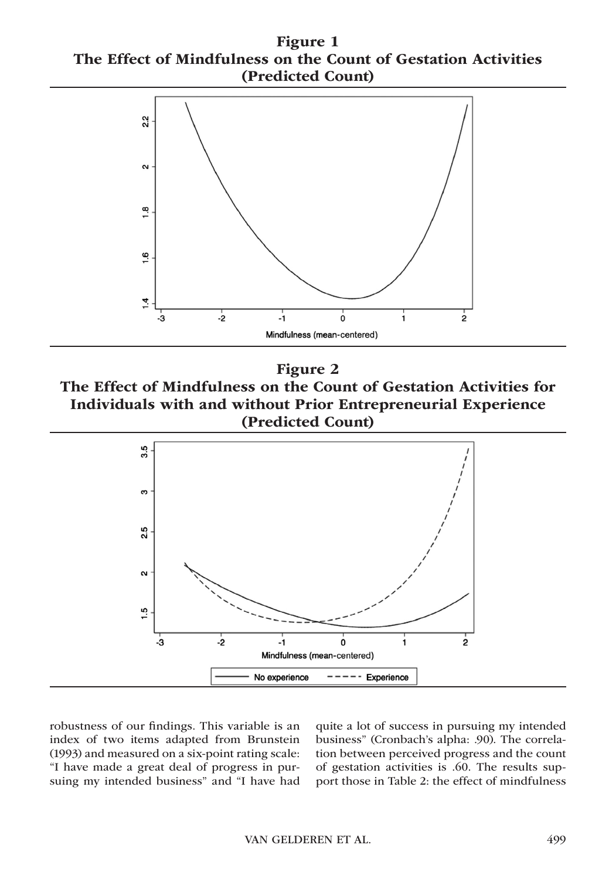**Figure 1**
**The Effect of Mindfulness on the Count of Gestation Activities (Predicted Count)**

**Figure 2**
**The Effect of Mindfulness on the Count of Gestation Activities for Individuals with and without Prior Entrepreneurial Experience (Predicted Count)**

robustness of our findings. This variable is an index of two items adapted from Brunstein (1993) and measured on a six-point rating scale: "I have made a great deal of progress in pursuing my intended business" and "I have had quite a lot of success in pursuing my intended business" (Cronbach's alpha: .90). The correlation between perceived progress and the count of gestation activities is .60. The results support those in Table 2: the effect of mindfulness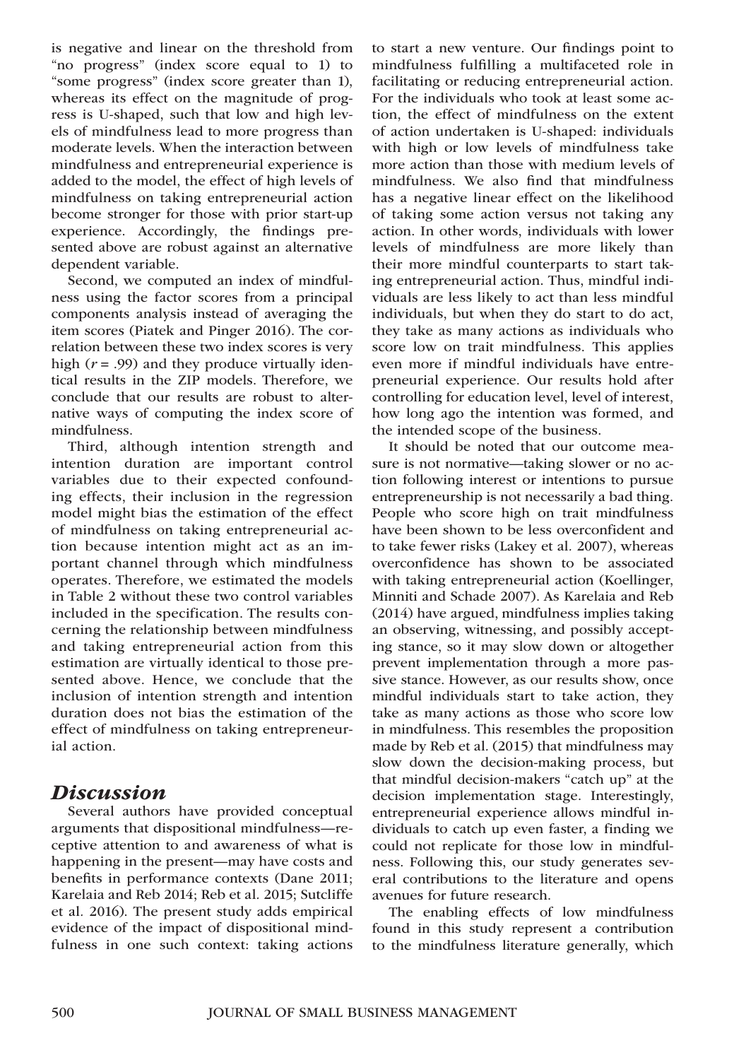is negative and linear on the threshold from "no progress" (index score equal to 1) to "some progress" (index score greater than 1), whereas its effect on the magnitude of progress is U-shaped, such that low and high levels of mindfulness lead to more progress than moderate levels. When the interaction between mindfulness and entrepreneurial experience is added to the model, the effect of high levels of mindfulness on taking entrepreneurial action become stronger for those with prior start-up experience. Accordingly, the findings presented above are robust against an alternative dependent variable.

Second, we computed an index of mindfulness using the factor scores from a principal components analysis instead of averaging the item scores (Piatek and Pinger 2016). The correlation between these two index scores is very high ($r = .99$) and they produce virtually identical results in the ZIP models. Therefore, we conclude that our results are robust to alternative ways of computing the index score of mindfulness.

Third, although intention strength and intention duration are important control variables due to their expected confounding effects, their inclusion in the regression model might bias the estimation of the effect of mindfulness on taking entrepreneurial action because intention might act as an important channel through which mindfulness operates. Therefore, we estimated the models in Table 2 without these two control variables included in the specification. The results concerning the relationship between mindfulness and taking entrepreneurial action from this estimation are virtually identical to those presented above. Hence, we conclude that the inclusion of intention strength and intention duration does not bias the estimation of the effect of mindfulness on taking entrepreneurial action.

## Discussion

Several authors have provided conceptual arguments that dispositional mindfulness—receptive attention to and awareness of what is happening in the present—may have costs and benefits in performance contexts (Dane 2011; Karelaia and Reb 2014; Reb et al. 2015; Sutcliffe et al. 2016). The present study adds empirical evidence of the impact of dispositional mindfulness in one such context: taking actions to start a new venture. Our findings point to mindfulness fulfilling a multifaceted role in facilitating or reducing entrepreneurial action. For the individuals who took at least some action, the effect of mindfulness on the extent of action undertaken is U-shaped: individuals with high or low levels of mindfulness take more action than those with medium levels of mindfulness. We also find that mindfulness has a negative linear effect on the likelihood of taking some action versus not taking any action. In other words, individuals with lower levels of mindfulness are more likely than their more mindful counterparts to start taking entrepreneurial action. Thus, mindful individuals are less likely to act than less mindful individuals, but when they do start to do act, they take as many actions as individuals who score low on trait mindfulness. This applies even more if mindful individuals have entrepreneurial experience. Our results hold after controlling for education level, level of interest, how long ago the intention was formed, and the intended scope of the business.

It should be noted that our outcome measure is not normative—taking slower or no action following interest or intentions to pursue entrepreneurship is not necessarily a bad thing. People who score high on trait mindfulness have been shown to be less overconfident and to take fewer risks (Lakey et al. 2007), whereas overconfidence has shown to be associated with taking entrepreneurial action (Koellinger, Minniti and Schade 2007). As Karelaia and Reb (2014) have argued, mindfulness implies taking an observing, witnessing, and possibly accepting stance, so it may slow down or altogether prevent implementation through a more passive stance. However, as our results show, once mindful individuals start to take action, they take as many actions as those who score low in mindfulness. This resembles the proposition made by Reb et al. (2015) that mindfulness may slow down the decision-making process, but that mindful decision-makers "catch up" at the decision implementation stage. Interestingly, entrepreneurial experience allows mindful individuals to catch up even faster, a finding we could not replicate for those low in mindfulness. Following this, our study generates several contributions to the literature and opens avenues for future research.

The enabling effects of low mindfulness found in this study represent a contribution to the mindfulness literature generally, which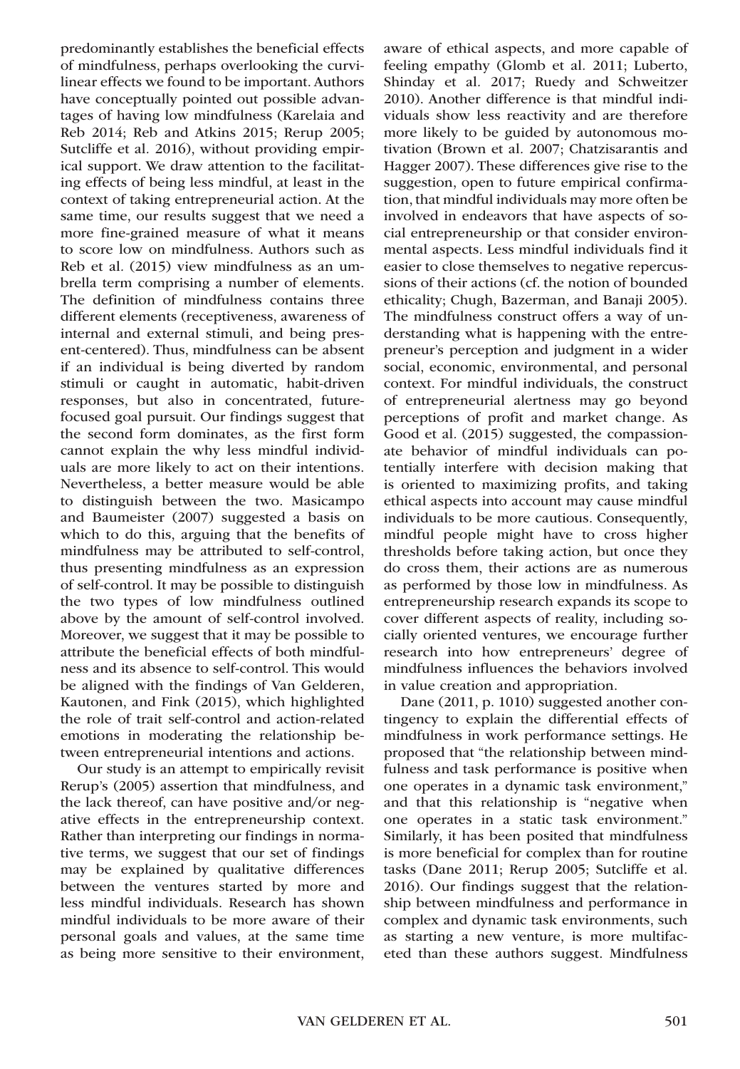predominantly establishes the beneficial effects of mindfulness, perhaps overlooking the curvilinear effects we found to be important. Authors have conceptually pointed out possible advantages of having low mindfulness (Karelaia and Reb 2014; Reb and Atkins 2015; Rerup 2005; Sutcliffe et al. 2016), without providing empirical support. We draw attention to the facilitating effects of being less mindful, at least in the context of taking entrepreneurial action. At the same time, our results suggest that we need a more fine-grained measure of what it means to score low on mindfulness. Authors such as Reb et al. (2015) view mindfulness as an umbrella term comprising a number of elements. The definition of mindfulness contains three different elements (receptiveness, awareness of internal and external stimuli, and being present-centered). Thus, mindfulness can be absent if an individual is being diverted by random stimuli or caught in automatic, habit-driven responses, but also in concentrated, future-focused goal pursuit. Our findings suggest that the second form dominates, as the first form cannot explain the why less mindful individuals are more likely to act on their intentions. Nevertheless, a better measure would be able to distinguish between the two. Masicampo and Baumeister (2007) suggested a basis on which to do this, arguing that the benefits of mindfulness may be attributed to self-control, thus presenting mindfulness as an expression of self-control. It may be possible to distinguish the two types of low mindfulness outlined above by the amount of self-control involved. Moreover, we suggest that it may be possible to attribute the beneficial effects of both mindfulness and its absence to self-control. This would be aligned with the findings of Van Gelderen, Kautonen, and Fink (2015), which highlighted the role of trait self-control and action-related emotions in moderating the relationship between entrepreneurial intentions and actions.

Our study is an attempt to empirically revisit Rerup's (2005) assertion that mindfulness, and the lack thereof, can have positive and/or negative effects in the entrepreneurship context. Rather than interpreting our findings in normative terms, we suggest that our set of findings may be explained by qualitative differences between the ventures started by more and less mindful individuals. Research has shown mindful individuals to be more aware of their personal goals and values, at the same time as being more sensitive to their environment, aware of ethical aspects, and more capable of feeling empathy (Glomb et al. 2011; Luberto, Shinday et al. 2017; Ruedy and Schweitzer 2010). Another difference is that mindful individuals show less reactivity and are therefore more likely to be guided by autonomous motivation (Brown et al. 2007; Chatzisarantis and Hagger 2007). These differences give rise to the suggestion, open to future empirical confirmation, that mindful individuals may more often be involved in endeavors that have aspects of social entrepreneurship or that consider environmental aspects. Less mindful individuals find it easier to close themselves to negative repercussions of their actions (cf. the notion of bounded ethicality; Chugh, Bazerman, and Banaji 2005). The mindfulness construct offers a way of understanding what is happening with the entrepreneur's perception and judgment in a wider social, economic, environmental, and personal context. For mindful individuals, the construct of entrepreneurial alertness may go beyond perceptions of profit and market change. As Good et al. (2015) suggested, the compassionate behavior of mindful individuals can potentially interfere with decision making that is oriented to maximizing profits, and taking ethical aspects into account may cause mindful individuals to be more cautious. Consequently, mindful people might have to cross higher thresholds before taking action, but once they do cross them, their actions are as numerous as performed by those low in mindfulness. As entrepreneurship research expands its scope to cover different aspects of reality, including socially oriented ventures, we encourage further research into how entrepreneurs' degree of mindfulness influences the behaviors involved in value creation and appropriation.

Dane (2011, p. 1010) suggested another contingency to explain the differential effects of mindfulness in work performance settings. He proposed that "the relationship between mindfulness and task performance is positive when one operates in a dynamic task environment," and that this relationship is "negative when one operates in a static task environment." Similarly, it has been posited that mindfulness is more beneficial for complex than for routine tasks (Dane 2011; Rerup 2005; Sutcliffe et al. 2016). Our findings suggest that the relationship between mindfulness and performance in complex and dynamic task environments, such as starting a new venture, is more multifaceted than these authors suggest. Mindfulness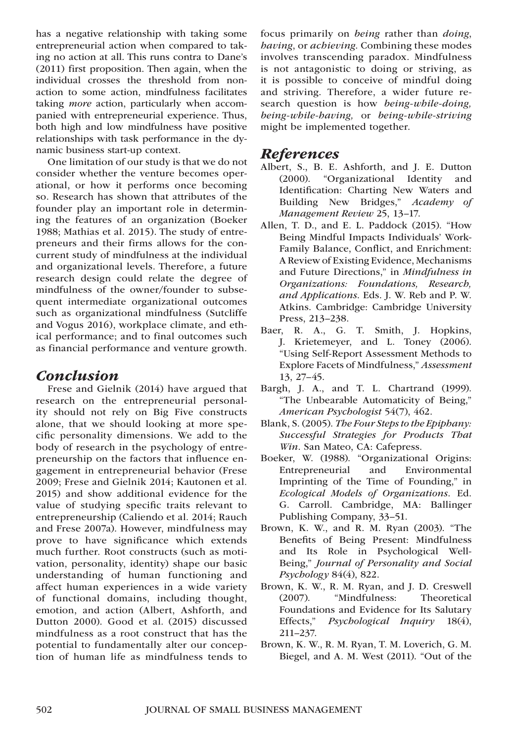has a negative relationship with taking some entrepreneurial action when compared to taking no action at all. This runs contra to Dane's (2011) first proposition. Then again, when the individual crosses the threshold from nonaction to some action, mindfulness facilitates taking *more* action, particularly when accompanied with entrepreneurial experience. Thus, both high and low mindfulness have positive relationships with task performance in the dynamic business start-up context.

One limitation of our study is that we do not consider whether the venture becomes operational, or how it performs once becoming so. Research has shown that attributes of the founder play an important role in determining the features of an organization (Boeker 1988; Mathias et al. 2015). The study of entrepreneurs and their firms allows for the concurrent study of mindfulness at the individual and organizational levels. Therefore, a future research design could relate the degree of mindfulness of the owner/founder to subsequent intermediate organizational outcomes such as organizational mindfulness (Sutcliffe and Vogus 2016), workplace climate, and ethical performance; and to final outcomes such as financial performance and venture growth.

## Conclusion

Frese and Gielnik (2014) have argued that research on the entrepreneurial personality should not rely on Big Five constructs alone, that we should looking at more specific personality dimensions. We add to the body of research in the psychology of entrepreneurship on the factors that influence engagement in entrepreneurial behavior (Frese 2009; Frese and Gielnik 2014; Kautonen et al. 2015) and show additional evidence for the value of studying specific traits relevant to entrepreneurship (Caliendo et al. 2014; Rauch and Frese 2007a). However, mindfulness may prove to have significance which extends much further. Root constructs (such as motivation, personality, identity) shape our basic understanding of human functioning and affect human experiences in a wide variety of functional domains, including thought, emotion, and action (Albert, Ashforth, and Dutton 2000). Good et al. (2015) discussed mindfulness as a root construct that has the potential to fundamentally alter our conception of human life as mindfulness tends to focus primarily on *being* rather than *doing*, *having*, or *achieving*. Combining these modes involves transcending paradox. Mindfulness is not antagonistic to doing or striving, as it is possible to conceive of mindful doing and striving. Therefore, a wider future research question is how *being-while-doing, being-while-having,* or *being-while-striving* might be implemented together.

## References

Albert, S., B. E. Ashforth, and J. E. Dutton (2000). "Organizational Identity and Identification: Charting New Waters and Building New Bridges," *Academy of Management Review* 25, 13–17.

Allen, T. D., and E. L. Paddock (2015). "How Being Mindful Impacts Individuals' Work-Family Balance, Conflict, and Enrichment: A Review of Existing Evidence, Mechanisms and Future Directions," in *Mindfulness in Organizations: Foundations, Research, and Applications*. Eds. J. W. Reb and P. W. Atkins. Cambridge: Cambridge University Press, 213–238.

Baer, R. A., G. T. Smith, J. Hopkins, J. Krietemeyer, and L. Toney (2006). "Using Self-Report Assessment Methods to Explore Facets of Mindfulness," *Assessment* 13, 27–45.

Bargh, J. A., and T. L. Chartrand (1999). "The Unbearable Automaticity of Being," *American Psychologist* 54(7), 462.

Blank, S. (2005). *The Four Steps to the Epiphany: Successful Strategies for Products That Win*. San Mateo, CA: Cafepress.

Boeker, W. (1988). "Organizational Origins: Entrepreneurial and Environmental Imprinting of the Time of Founding," in *Ecological Models of Organizations*. Ed. G. Carroll. Cambridge, MA: Ballinger Publishing Company, 33–51.

Brown, K. W., and R. M. Ryan (2003). "The Benefits of Being Present: Mindfulness and Its Role in Psychological Well-Being," *Journal of Personality and Social Psychology* 84(4), 822.

Brown, K. W., R. M. Ryan, and J. D. Creswell (2007). "Mindfulness: Theoretical Foundations and Evidence for Its Salutary Effects," *Psychological Inquiry* 18(4), 211–237.

Brown, K. W., R. M. Ryan, T. M. Loverich, G. M. Biegel, and A. M. West (2011). "Out of the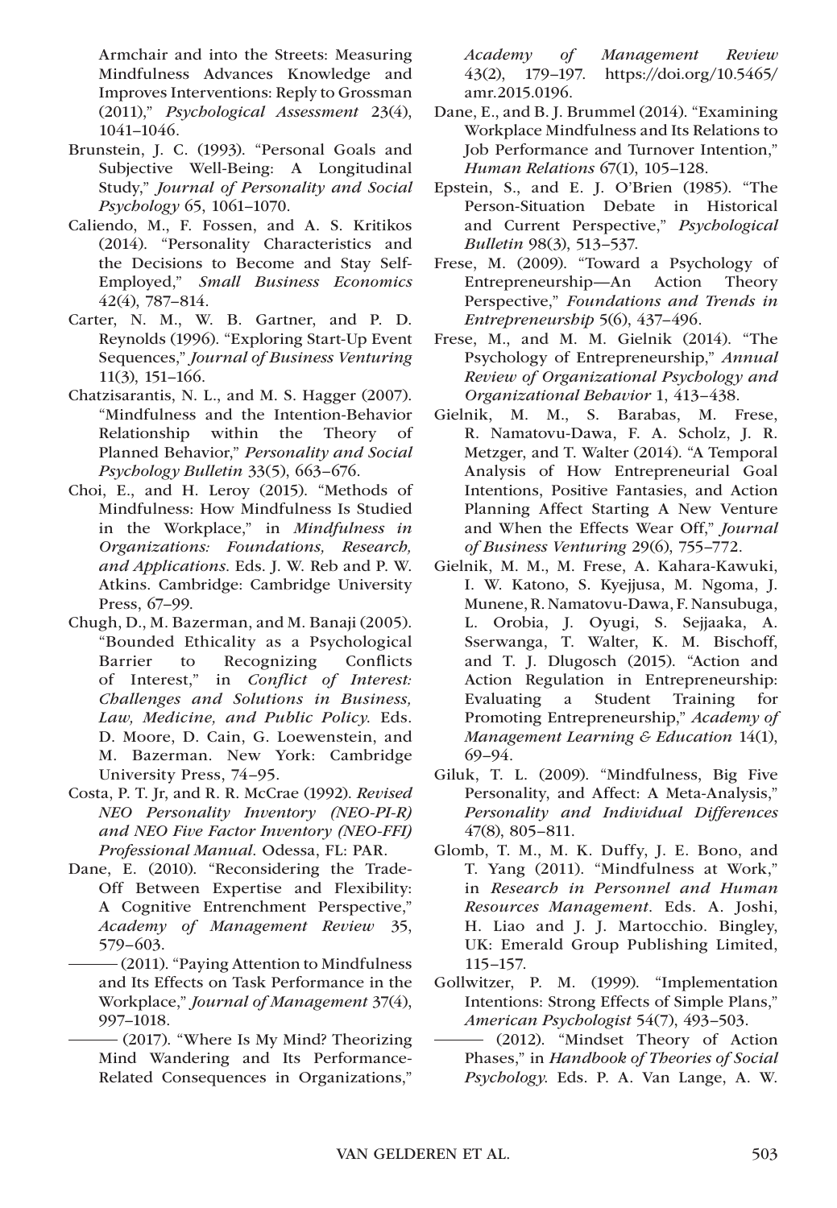Armchair and into the Streets: Measuring Mindfulness Advances Knowledge and Improves Interventions: Reply to Grossman (2011)," *Psychological Assessment* 23(4), 1041–1046.

Brunstein, J. C. (1993). "Personal Goals and Subjective Well-Being: A Longitudinal Study," *Journal of Personality and Social Psychology* 65, 1061–1070.

Caliendo, M., F. Fossen, and A. S. Kritikos (2014). "Personality Characteristics and the Decisions to Become and Stay Self-Employed," *Small Business Economics* 42(4), 787–814.

Carter, N. M., W. B. Gartner, and P. D. Reynolds (1996). "Exploring Start-Up Event Sequences," *Journal of Business Venturing* 11(3), 151–166.

Chatzisarantis, N. L., and M. S. Hagger (2007). "Mindfulness and the Intention-Behavior Relationship within the Theory of Planned Behavior," *Personality and Social Psychology Bulletin* 33(5), 663–676.

Choi, E., and H. Leroy (2015). "Methods of Mindfulness: How Mindfulness Is Studied in the Workplace," in *Mindfulness in Organizations: Foundations, Research, and Applications*. Eds. J. W. Reb and P. W. Atkins. Cambridge: Cambridge University Press, 67–99.

Chugh, D., M. Bazerman, and M. Banaji (2005). "Bounded Ethicality as a Psychological Barrier to Recognizing Conflicts of Interest," in *Conflict of Interest: Challenges and Solutions in Business, Law, Medicine, and Public Policy*. Eds. D. Moore, D. Cain, G. Loewenstein, and M. Bazerman. New York: Cambridge University Press, 74–95.

Costa, P. T. Jr, and R. R. McCrae (1992). *Revised NEO Personality Inventory (NEO-PI-R) and NEO Five Factor Inventory (NEO-FFI) Professional Manual*. Odessa, FL: PAR.

Dane, E. (2010). "Reconsidering the Trade-Off Between Expertise and Flexibility: A Cognitive Entrenchment Perspective," *Academy of Management Review* 35, 579–603.

——— (2011). "Paying Attention to Mindfulness and Its Effects on Task Performance in the Workplace," *Journal of Management* 37(4), 997–1018.

——— (2017). "Where Is My Mind? Theorizing Mind Wandering and Its Performance-Related Consequences in Organizations," *Academy of Management Review* 43(2), 179–197. https://doi.org/10.5465/amr.2015.0196.

Dane, E., and B. J. Brummel (2014). "Examining Workplace Mindfulness and Its Relations to Job Performance and Turnover Intention," *Human Relations* 67(1), 105–128.

Epstein, S., and E. J. O'Brien (1985). "The Person-Situation Debate in Historical and Current Perspective," *Psychological Bulletin* 98(3), 513–537.

Frese, M. (2009). "Toward a Psychology of Entrepreneurship—An Action Theory Perspective," *Foundations and Trends in Entrepreneurship* 5(6), 437–496.

Frese, M., and M. M. Gielnik (2014). "The Psychology of Entrepreneurship," *Annual Review of Organizational Psychology and Organizational Behavior* 1, 413–438.

Gielnik, M. M., S. Barabas, M. Frese, R. Namatovu-Dawa, F. A. Scholz, J. R. Metzger, and T. Walter (2014). "A Temporal Analysis of How Entrepreneurial Goal Intentions, Positive Fantasies, and Action Planning Affect Starting A New Venture and When the Effects Wear Off," *Journal of Business Venturing* 29(6), 755–772.

Gielnik, M. M., M. Frese, A. Kahara-Kawuki, I. W. Katono, S. Kyejjusa, M. Ngoma, J. Munene, R. Namatovu-Dawa, F. Nansubuga, L. Orobia, J. Oyugi, S. Sejjaaka, A. Sserwanga, T. Walter, K. M. Bischoff, and T. J. Dlugosch (2015). "Action and Action Regulation in Entrepreneurship: Evaluating a Student Training for Promoting Entrepreneurship," *Academy of Management Learning & Education* 14(1), 69–94.

Giluk, T. L. (2009). "Mindfulness, Big Five Personality, and Affect: A Meta-Analysis," *Personality and Individual Differences* 47(8), 805–811.

Glomb, T. M., M. K. Duffy, J. E. Bono, and T. Yang (2011). "Mindfulness at Work," in *Research in Personnel and Human Resources Management*. Eds. A. Joshi, H. Liao and J. J. Martocchio. Bingley, UK: Emerald Group Publishing Limited, 115–157.

Gollwitzer, P. M. (1999). "Implementation Intentions: Strong Effects of Simple Plans," *American Psychologist* 54(7), 493–503.

——— (2012). "Mindset Theory of Action Phases," in *Handbook of Theories of Social Psychology*. Eds. P. A. Van Lange, A. W.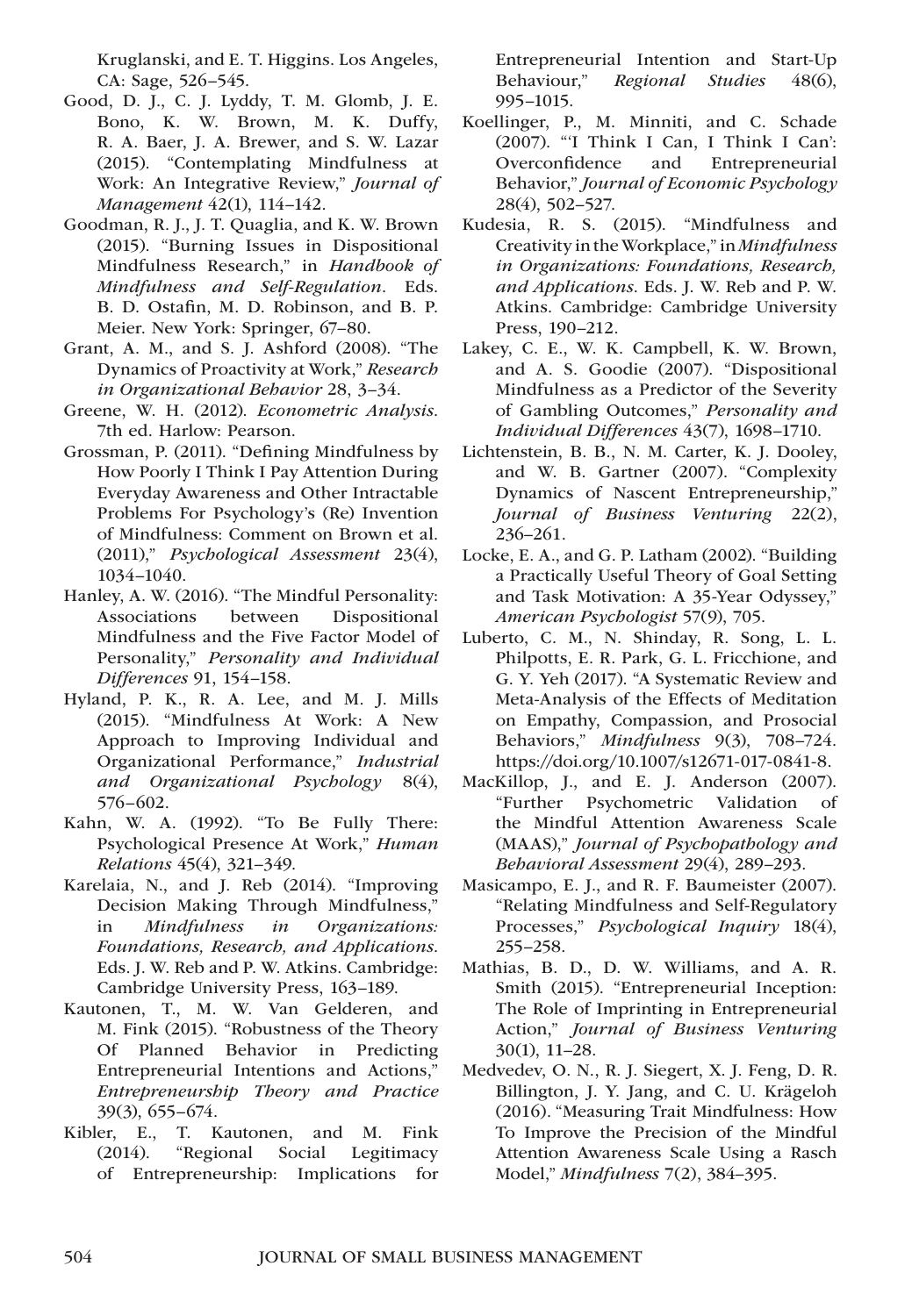Kruglanski, and E. T. Higgins. Los Angeles, CA: Sage, 526–545.

Good, D. J., C. J. Lyddy, T. M. Glomb, J. E. Bono, K. W. Brown, M. K. Duffy, R. A. Baer, J. A. Brewer, and S. W. Lazar (2015). "Contemplating Mindfulness at Work: An Integrative Review," *Journal of Management* 42(1), 114–142.

Goodman, R. J., J. T. Quaglia, and K. W. Brown (2015). "Burning Issues in Dispositional Mindfulness Research," in *Handbook of Mindfulness and Self-Regulation*. Eds. B. D. Ostafin, M. D. Robinson, and B. P. Meier. New York: Springer, 67–80.

Grant, A. M., and S. J. Ashford (2008). "The Dynamics of Proactivity at Work," *Research in Organizational Behavior* 28, 3–34.

Greene, W. H. (2012). *Econometric Analysis*. 7th ed. Harlow: Pearson.

Grossman, P. (2011). "Defining Mindfulness by How Poorly I Think I Pay Attention During Everyday Awareness and Other Intractable Problems For Psychology's (Re) Invention of Mindfulness: Comment on Brown et al. (2011)," *Psychological Assessment* 23(4), 1034–1040.

Hanley, A. W. (2016). "The Mindful Personality: Associations between Dispositional Mindfulness and the Five Factor Model of Personality," *Personality and Individual Differences* 91, 154–158.

Hyland, P. K., R. A. Lee, and M. J. Mills (2015). "Mindfulness At Work: A New Approach to Improving Individual and Organizational Performance," *Industrial and Organizational Psychology* 8(4), 576–602.

Kahn, W. A. (1992). "To Be Fully There: Psychological Presence At Work," *Human Relations* 45(4), 321–349.

Karelaia, N., and J. Reb (2014). "Improving Decision Making Through Mindfulness," in *Mindfulness in Organizations: Foundations, Research, and Applications*. Eds. J. W. Reb and P. W. Atkins. Cambridge: Cambridge University Press, 163–189.

Kautonen, T., M. W. Van Gelderen, and M. Fink (2015). "Robustness of the Theory Of Planned Behavior in Predicting Entrepreneurial Intentions and Actions," *Entrepreneurship Theory and Practice* 39(3), 655–674.

Kibler, E., T. Kautonen, and M. Fink (2014). "Regional Social Legitimacy of Entrepreneurship: Implications for Entrepreneurial Intention and Start-Up Behaviour," *Regional Studies* 48(6), 995–1015.

Koellinger, P., M. Minniti, and C. Schade (2007). "'I Think I Can, I Think I Can': Overconfidence and Entrepreneurial Behavior," *Journal of Economic Psychology* 28(4), 502–527.

Kudesia, R. S. (2015). "Mindfulness and Creativity in the Workplace," in *Mindfulness in Organizations: Foundations, Research, and Applications*. Eds. J. W. Reb and P. W. Atkins. Cambridge: Cambridge University Press, 190–212.

Lakey, C. E., W. K. Campbell, K. W. Brown, and A. S. Goodie (2007). "Dispositional Mindfulness as a Predictor of the Severity of Gambling Outcomes," *Personality and Individual Differences* 43(7), 1698–1710.

Lichtenstein, B. B., N. M. Carter, K. J. Dooley, and W. B. Gartner (2007). "Complexity Dynamics of Nascent Entrepreneurship," *Journal of Business Venturing* 22(2), 236–261.

Locke, E. A., and G. P. Latham (2002). "Building a Practically Useful Theory of Goal Setting and Task Motivation: A 35-Year Odyssey," *American Psychologist* 57(9), 705.

Luberto, C. M., N. Shinday, R. Song, L. L. Philpotts, E. R. Park, G. L. Fricchione, and G. Y. Yeh (2017). "A Systematic Review and Meta-Analysis of the Effects of Meditation on Empathy, Compassion, and Prosocial Behaviors," *Mindfulness* 9(3), 708–724. https://doi.org/10.1007/s12671-017-0841-8.

MacKillop, J., and E. J. Anderson (2007). "Further Psychometric Validation of the Mindful Attention Awareness Scale (MAAS)," *Journal of Psychopathology and Behavioral Assessment* 29(4), 289–293.

Masicampo, E. J., and R. F. Baumeister (2007). "Relating Mindfulness and Self-Regulatory Processes," *Psychological Inquiry* 18(4), 255–258.

Mathias, B. D., D. W. Williams, and A. R. Smith (2015). "Entrepreneurial Inception: The Role of Imprinting in Entrepreneurial Action," *Journal of Business Venturing* 30(1), 11–28.

Medvedev, O. N., R. J. Siegert, X. J. Feng, D. R. Billington, J. Y. Jang, and C. U. Krägeloh (2016). "Measuring Trait Mindfulness: How To Improve the Precision of the Mindful Attention Awareness Scale Using a Rasch Model," *Mindfulness* 7(2), 384–395.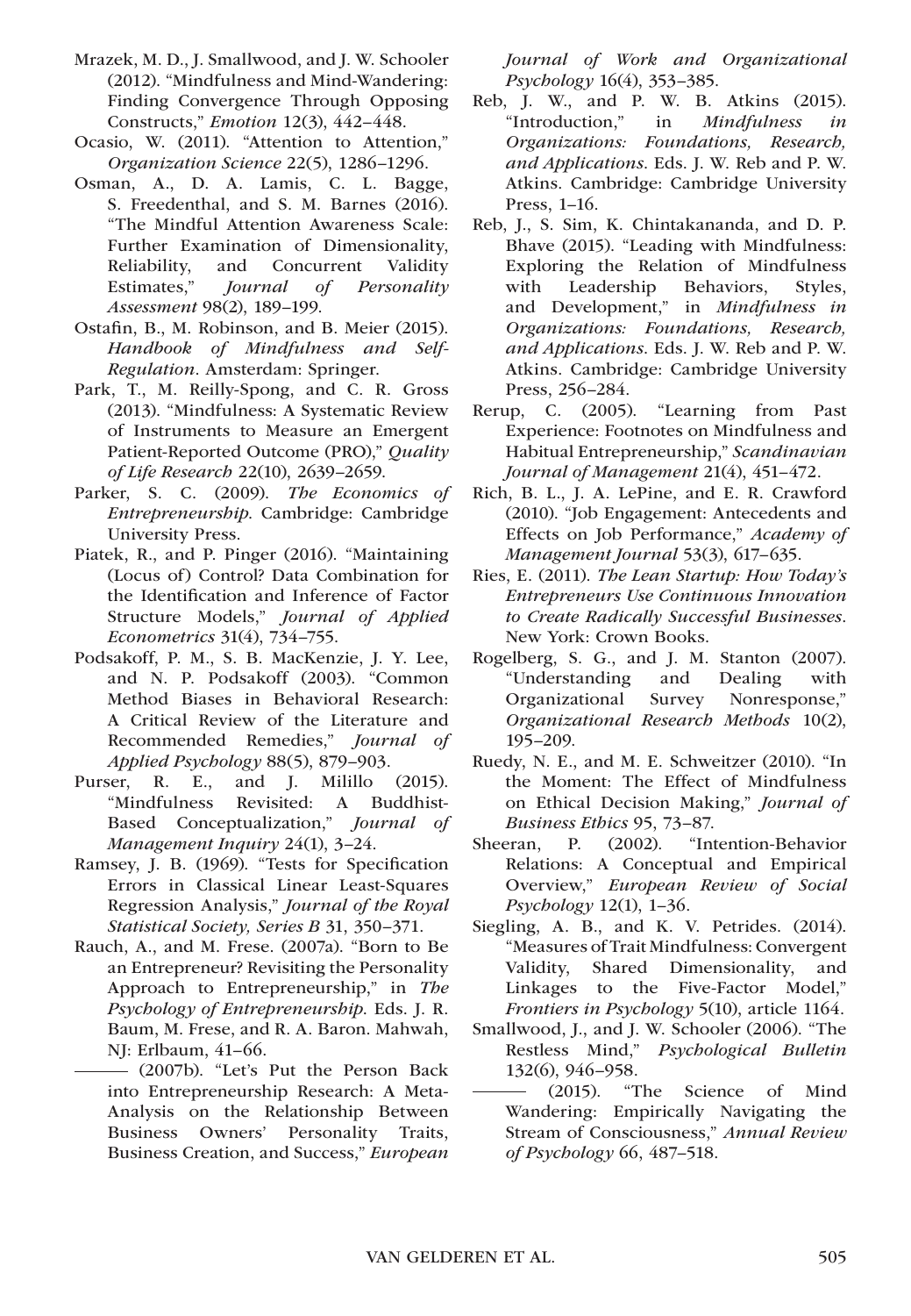Mrazek, M. D., J. Smallwood, and J. W. Schooler (2012). "Mindfulness and Mind-Wandering: Finding Convergence Through Opposing Constructs," *Emotion* 12(3), 442–448.

Ocasio, W. (2011). "Attention to Attention," *Organization Science* 22(5), 1286–1296.

Osman, A., D. A. Lamis, C. L. Bagge, S. Freedenthal, and S. M. Barnes (2016). "The Mindful Attention Awareness Scale: Further Examination of Dimensionality, Reliability, and Concurrent Validity Estimates," *Journal of Personality Assessment* 98(2), 189–199.

Ostafin, B., M. Robinson, and B. Meier (2015). *Handbook of Mindfulness and Self-Regulation*. Amsterdam: Springer.

Park, T., M. Reilly-Spong, and C. R. Gross (2013). "Mindfulness: A Systematic Review of Instruments to Measure an Emergent Patient-Reported Outcome (PRO)," *Quality of Life Research* 22(10), 2639–2659.

Parker, S. C. (2009). *The Economics of Entrepreneurship*. Cambridge: Cambridge University Press.

Piatek, R., and P. Pinger (2016). "Maintaining (Locus of) Control? Data Combination for the Identification and Inference of Factor Structure Models," *Journal of Applied Econometrics* 31(4), 734–755.

Podsakoff, P. M., S. B. MacKenzie, J. Y. Lee, and N. P. Podsakoff (2003). "Common Method Biases in Behavioral Research: A Critical Review of the Literature and Recommended Remedies," *Journal of Applied Psychology* 88(5), 879–903.

Purser, R. E., and J. Milillo (2015). "Mindfulness Revisited: A Buddhist-Based Conceptualization," *Journal of Management Inquiry* 24(1), 3–24.

Ramsey, J. B. (1969). "Tests for Specification Errors in Classical Linear Least-Squares Regression Analysis," *Journal of the Royal Statistical Society, Series B* 31, 350–371.

Rauch, A., and M. Frese. (2007a). "Born to Be an Entrepreneur? Revisiting the Personality Approach to Entrepreneurship," in *The Psychology of Entrepreneurship*. Eds. J. R. Baum, M. Frese, and R. A. Baron. Mahwah, NJ: Erlbaum, 41–66.

——— (2007b). "Let's Put the Person Back into Entrepreneurship Research: A Meta-Analysis on the Relationship Between Business Owners' Personality Traits, Business Creation, and Success," *European Journal of Work and Organizational Psychology* 16(4), 353–385.

Reb, J. W., and P. W. B. Atkins (2015). "Introduction," in *Mindfulness in Organizations: Foundations, Research, and Applications*. Eds. J. W. Reb and P. W. Atkins. Cambridge: Cambridge University Press, 1–16.

Reb, J., S. Sim, K. Chintakananda, and D. P. Bhave (2015). "Leading with Mindfulness: Exploring the Relation of Mindfulness with Leadership Behaviors, Styles, and Development," in *Mindfulness in Organizations: Foundations, Research, and Applications*. Eds. J. W. Reb and P. W. Atkins. Cambridge: Cambridge University Press, 256–284.

Rerup, C. (2005). "Learning from Past Experience: Footnotes on Mindfulness and Habitual Entrepreneurship," *Scandinavian Journal of Management* 21(4), 451–472.

Rich, B. L., J. A. LePine, and E. R. Crawford (2010). "Job Engagement: Antecedents and Effects on Job Performance," *Academy of Management Journal* 53(3), 617–635.

Ries, E. (2011). *The Lean Startup: How Today's Entrepreneurs Use Continuous Innovation to Create Radically Successful Businesses*. New York: Crown Books.

Rogelberg, S. G., and J. M. Stanton (2007). "Understanding and Dealing with Organizational Survey Nonresponse," *Organizational Research Methods* 10(2), 195–209.

Ruedy, N. E., and M. E. Schweitzer (2010). "In the Moment: The Effect of Mindfulness on Ethical Decision Making," *Journal of Business Ethics* 95, 73–87.

Sheeran, P. (2002). "Intention-Behavior Relations: A Conceptual and Empirical Overview," *European Review of Social Psychology* 12(1), 1–36.

Siegling, A. B., and K. V. Petrides. (2014). "Measures of Trait Mindfulness: Convergent Validity, Shared Dimensionality, and Linkages to the Five-Factor Model," *Frontiers in Psychology* 5(10), article 1164.

Smallwood, J., and J. W. Schooler (2006). "The Restless Mind," *Psychological Bulletin* 132(6), 946–958.

——— (2015). "The Science of Mind Wandering: Empirically Navigating the Stream of Consciousness," *Annual Review of Psychology* 66, 487–518.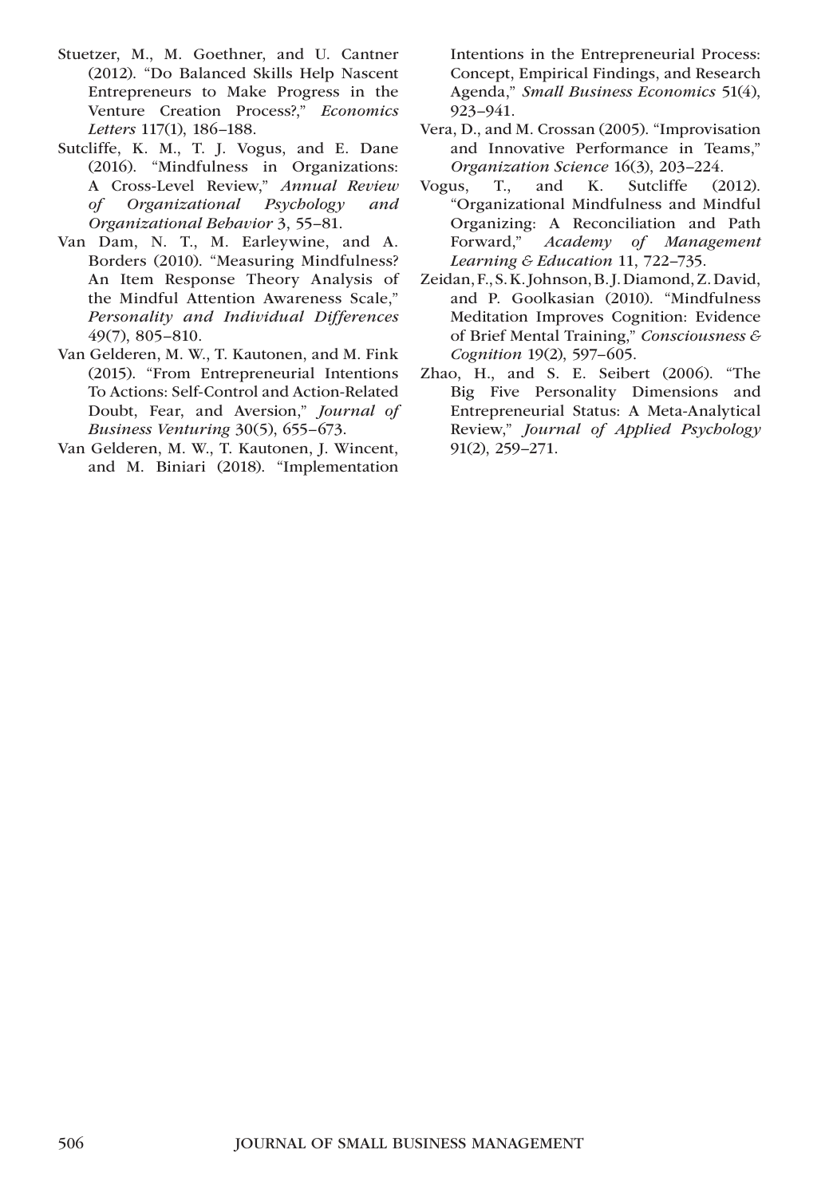Stuetzer, M., M. Goethner, and U. Cantner (2012). "Do Balanced Skills Help Nascent Entrepreneurs to Make Progress in the Venture Creation Process?," *Economics Letters* 117(1), 186–188.

Sutcliffe, K. M., T. J. Vogus, and E. Dane (2016). "Mindfulness in Organizations: A Cross-Level Review," *Annual Review of Organizational Psychology and Organizational Behavior* 3, 55–81.

Van Dam, N. T., M. Earleywine, and A. Borders (2010). "Measuring Mindfulness? An Item Response Theory Analysis of the Mindful Attention Awareness Scale," *Personality and Individual Differences* 49(7), 805–810.

Van Gelderen, M. W., T. Kautonen, and M. Fink (2015). "From Entrepreneurial Intentions To Actions: Self-Control and Action-Related Doubt, Fear, and Aversion," *Journal of Business Venturing* 30(5), 655–673.

Van Gelderen, M. W., T. Kautonen, J. Wincent, and M. Biniari (2018). "Implementation Intentions in the Entrepreneurial Process: Concept, Empirical Findings, and Research Agenda," *Small Business Economics* 51(4), 923–941.

Vera, D., and M. Crossan (2005). "Improvisation and Innovative Performance in Teams," *Organization Science* 16(3), 203–224.

Vogus, T., and K. Sutcliffe (2012). "Organizational Mindfulness and Mindful Organizing: A Reconciliation and Path Forward," *Academy of Management Learning & Education* 11, 722–735.

Zeidan, F., S. K. Johnson, B. J. Diamond, Z. David, and P. Goolkasian (2010). "Mindfulness Meditation Improves Cognition: Evidence of Brief Mental Training," *Consciousness & Cognition* 19(2), 597–605.

Zhao, H., and S. E. Seibert (2006). "The Big Five Personality Dimensions and Entrepreneurial Status: A Meta-Analytical Review," *Journal of Applied Psychology* 91(2), 259–271.